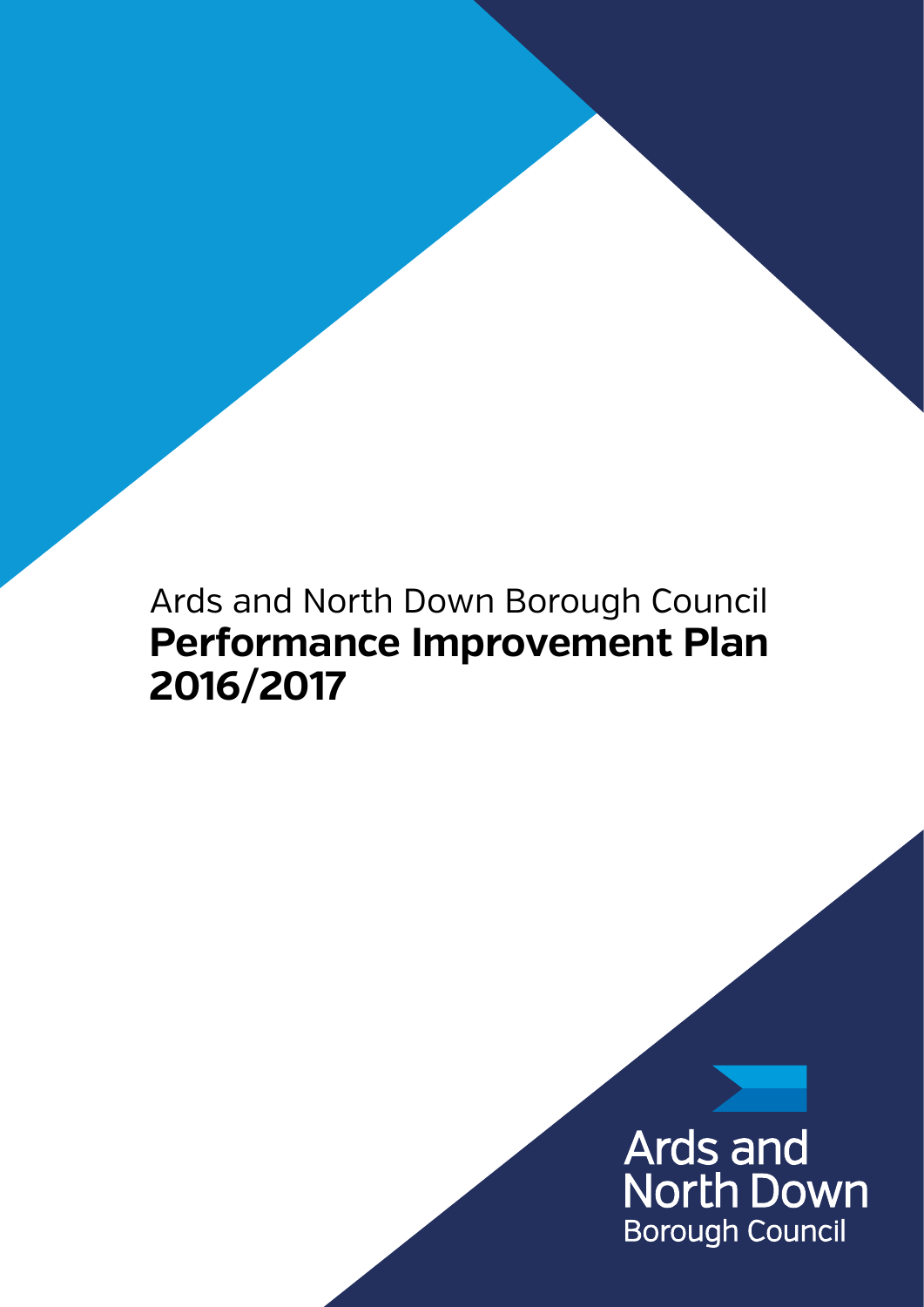Ards and North Down Borough Council

# Performance Improvement Plan 2016/2017

Ards and North Down Borough Council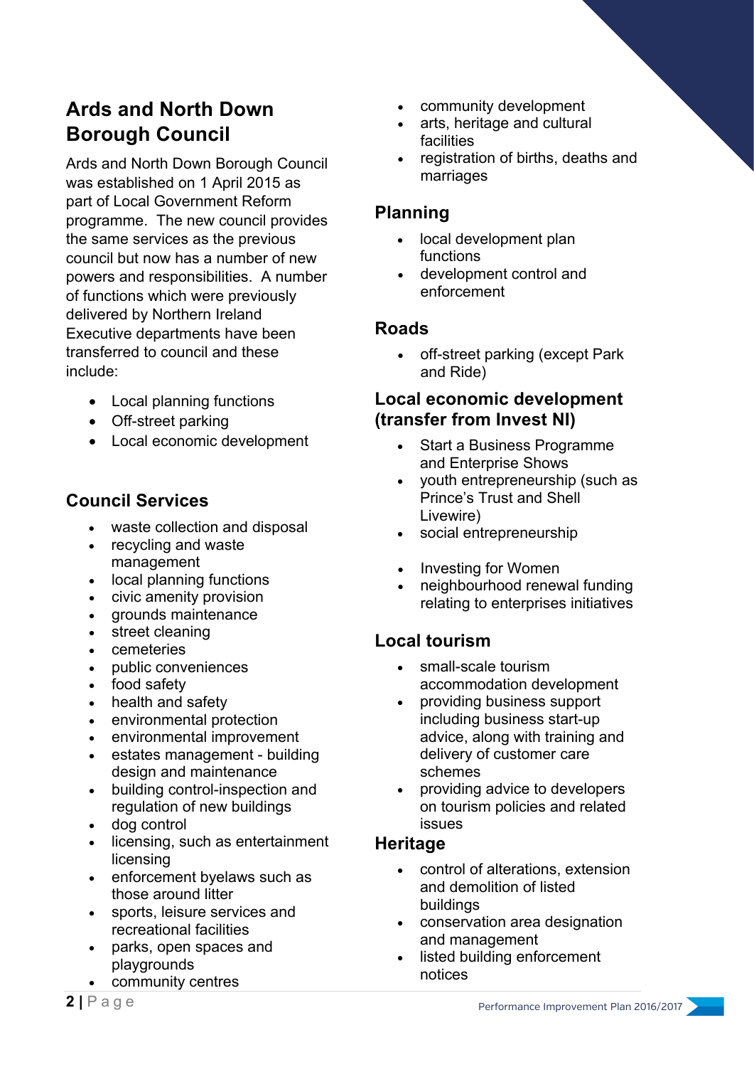## Ards and North Down Borough Council

Ards and North Down Borough Council was established on 1 April 2015 as part of Local Government Reform programme. The new council provides the same services as the previous council but now has a number of new powers and responsibilities. A number of functions which were previously delivered by Northern Ireland Executive departments have been transferred to council and these include:

- Local planning functions
- Off-street parking
- Local economic development

### Council Services

- waste collection and disposal
- recycling and waste management
- local planning functions
- civic amenity provision
- grounds maintenance
- street cleaning
- cemeteries
- public conveniences
- food safety
- health and safety
- environmental protection
- environmental improvement
- estates management - building design and maintenance
- building control-inspection and regulation of new buildings
- dog control
- licensing, such as entertainment licensing
- enforcement byelaws such as those around litter
- sports, leisure services and recreational facilities
- parks, open spaces and playgrounds
- community centres
- community development
- arts, heritage and cultural facilities
- registration of births, deaths and marriages

### Planning

- local development plan functions
- development control and enforcement

### Roads

- off-street parking (except Park and Ride)

### Local economic development (transfer from Invest NI)

- Start a Business Programme and Enterprise Shows
- youth entrepreneurship (such as Prince's Trust and Shell Livewire)
- social entrepreneurship
- Investing for Women
- neighbourhood renewal funding relating to enterprises initiatives

### Local tourism

- small-scale tourism accommodation development
- providing business support including business start-up advice, along with training and delivery of customer care schemes
- providing advice to developers on tourism policies and related issues

### Heritage

- control of alterations, extension and demolition of listed buildings
- conservation area designation and management
- listed building enforcement notices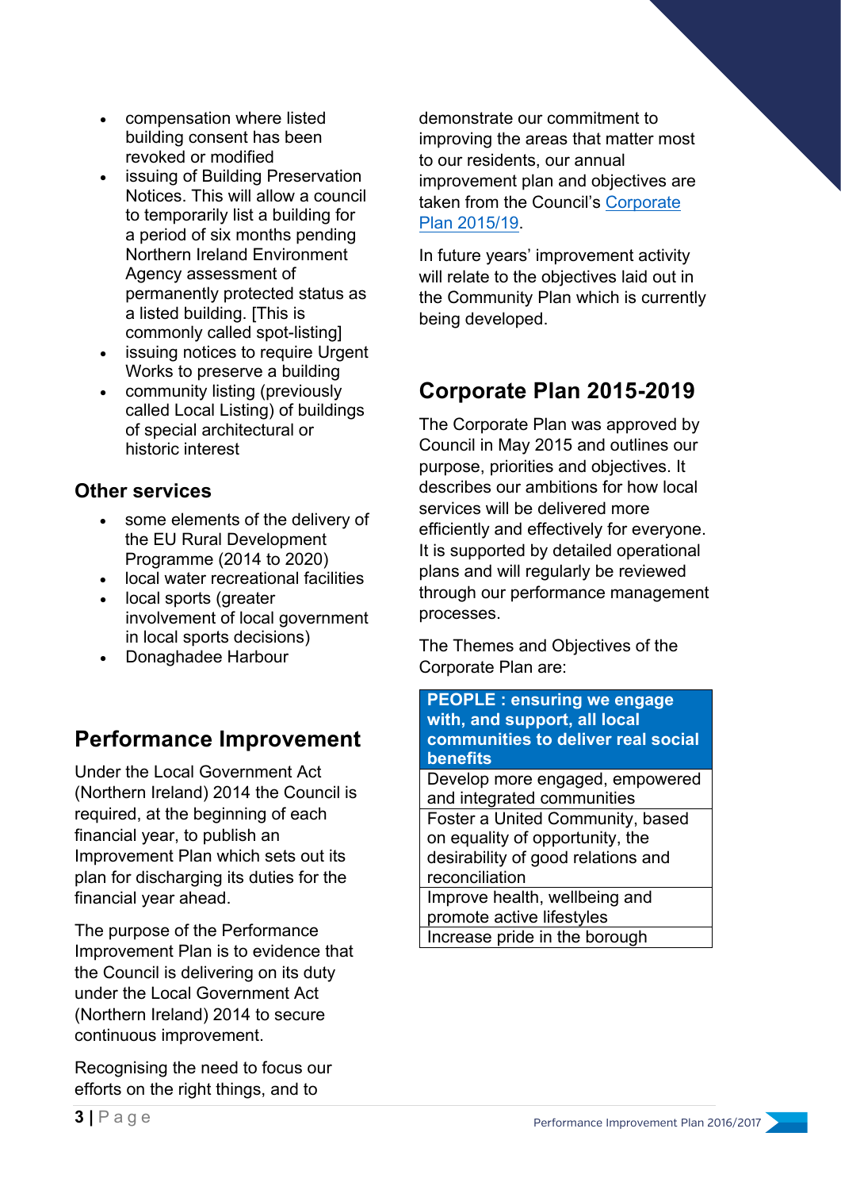- compensation where listed building consent has been revoked or modified
- issuing of Building Preservation Notices. This will allow a council to temporarily list a building for a period of six months pending Northern Ireland Environment Agency assessment of permanently protected status as a listed building. [This is commonly called spot-listing]
- issuing notices to require Urgent Works to preserve a building
- community listing (previously called Local Listing) of buildings of special architectural or historic interest

### Other services

- some elements of the delivery of the EU Rural Development Programme (2014 to 2020)
- local water recreational facilities
- local sports (greater involvement of local government in local sports decisions)
- Donaghadee Harbour

## Performance Improvement

Under the Local Government Act (Northern Ireland) 2014 the Council is required, at the beginning of each financial year, to publish an Improvement Plan which sets out its plan for discharging its duties for the financial year ahead.

The purpose of the Performance Improvement Plan is to evidence that the Council is delivering on its duty under the Local Government Act (Northern Ireland) 2014 to secure continuous improvement.

Recognising the need to focus our efforts on the right things, and to demonstrate our commitment to improving the areas that matter most to our residents, our annual improvement plan and objectives are taken from the Council's Corporate Plan 2015/19.

In future years' improvement activity will relate to the objectives laid out in the Community Plan which is currently being developed.

## Corporate Plan 2015-2019

The Corporate Plan was approved by Council in May 2015 and outlines our purpose, priorities and objectives. It describes our ambitions for how local services will be delivered more efficiently and effectively for everyone. It is supported by detailed operational plans and will regularly be reviewed through our performance management processes.

The Themes and Objectives of the Corporate Plan are:

| **PEOPLE : ensuring we engage with, and support, all local communities to deliver real social benefits** |
|---|
| Develop more engaged, empowered and integrated communities |
| Foster a United Community, based on equality of opportunity, the desirability of good relations and reconciliation |
| Improve health, wellbeing and promote active lifestyles |
| Increase pride in the borough |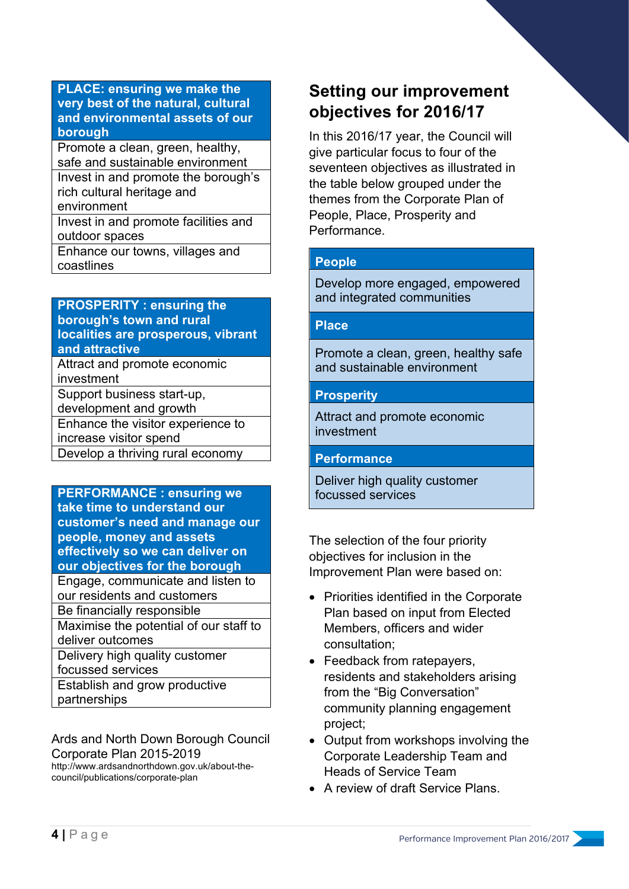| PLACE: ensuring we make the very best of the natural, cultural and environmental assets of our borough |
| --- |
| Promote a clean, green, healthy, safe and sustainable environment |
| Invest in and promote the borough's rich cultural heritage and environment |
| Invest in and promote facilities and outdoor spaces |
| Enhance our towns, villages and coastlines |

| PROSPERITY : ensuring the borough's town and rural localities are prosperous, vibrant and attractive |
| --- |
| Attract and promote economic investment |
| Support business start-up, development and growth |
| Enhance the visitor experience to increase visitor spend |
| Develop a thriving rural economy |

| PERFORMANCE : ensuring we take time to understand our customer's need and manage our people, money and assets effectively so we can deliver on our objectives for the borough |
| --- |
| Engage, communicate and listen to our residents and customers |
| Be financially responsible |
| Maximise the potential of our staff to deliver outcomes |
| Delivery high quality customer focussed services |
| Establish and grow productive partnerships |

Ards and North Down Borough Council Corporate Plan 2015-2019
http://www.ardsandnorthdown.gov.uk/about-the-council/publications/corporate-plan

## Setting our improvement objectives for 2016/17

In this 2016/17 year, the Council will give particular focus to four of the seventeen objectives as illustrated in the table below grouped under the themes from the Corporate Plan of People, Place, Prosperity and Performance.

| People |
| --- |
| Develop more engaged, empowered and integrated communities |
| **Place** |
| Promote a clean, green, healthy safe and sustainable environment |
| **Prosperity** |
| Attract and promote economic investment |
| **Performance** |
| Deliver high quality customer focussed services |

The selection of the four priority objectives for inclusion in the Improvement Plan were based on:

- Priorities identified in the Corporate Plan based on input from Elected Members, officers and wider consultation;
- Feedback from ratepayers, residents and stakeholders arising from the "Big Conversation" community planning engagement project;
- Output from workshops involving the Corporate Leadership Team and Heads of Service Team
- A review of draft Service Plans.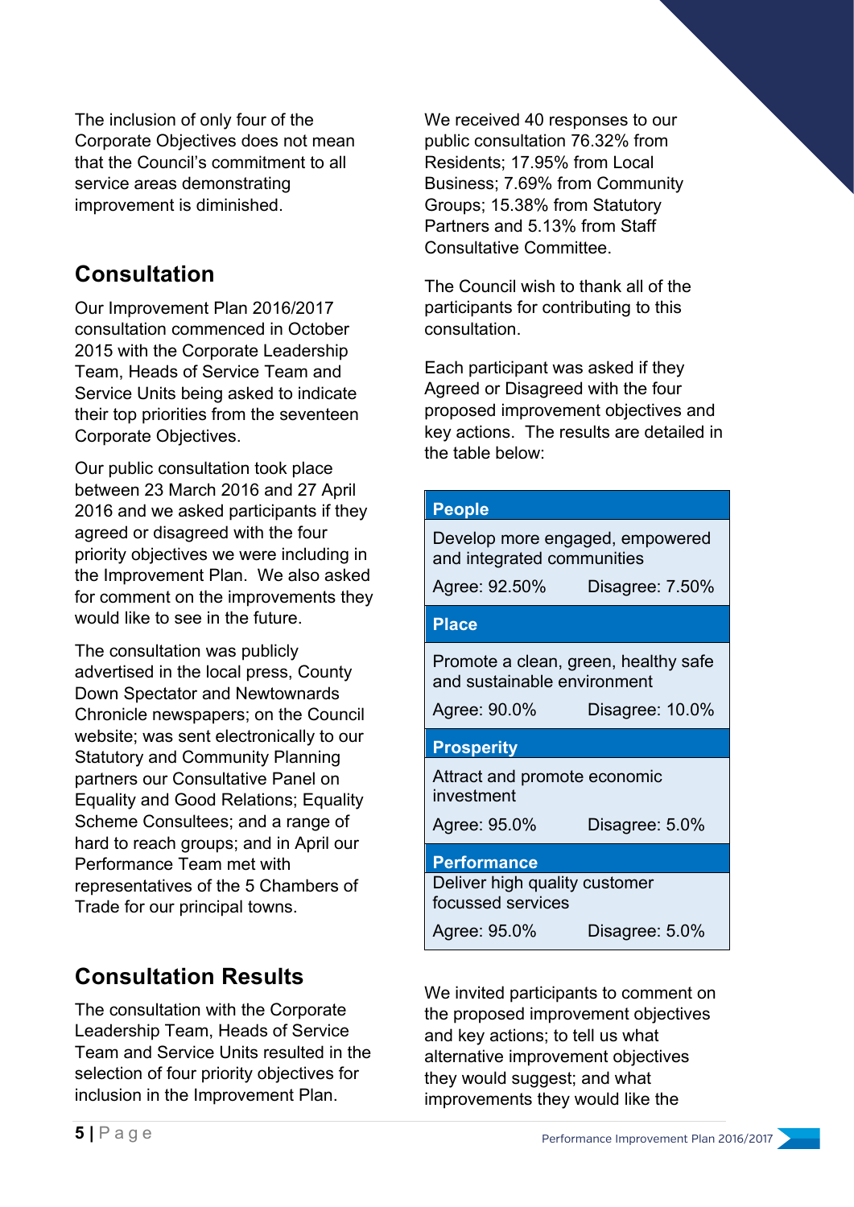The inclusion of only four of the Corporate Objectives does not mean that the Council's commitment to all service areas demonstrating improvement is diminished.

## Consultation

Our Improvement Plan 2016/2017 consultation commenced in October 2015 with the Corporate Leadership Team, Heads of Service Team and Service Units being asked to indicate their top priorities from the seventeen Corporate Objectives.

Our public consultation took place between 23 March 2016 and 27 April 2016 and we asked participants if they agreed or disagreed with the four priority objectives we were including in the Improvement Plan. We also asked for comment on the improvements they would like to see in the future.

The consultation was publicly advertised in the local press, County Down Spectator and Newtownards Chronicle newspapers; on the Council website; was sent electronically to our Statutory and Community Planning partners our Consultative Panel on Equality and Good Relations; Equality Scheme Consultees; and a range of hard to reach groups; and in April our Performance Team met with representatives of the 5 Chambers of Trade for our principal towns.

## Consultation Results

The consultation with the Corporate Leadership Team, Heads of Service Team and Service Units resulted in the selection of four priority objectives for inclusion in the Improvement Plan.

We received 40 responses to our public consultation 76.32% from Residents; 17.95% from Local Business; 7.69% from Community Groups; 15.38% from Statutory Partners and 5.13% from Staff Consultative Committee.

The Council wish to thank all of the participants for contributing to this consultation.

Each participant was asked if they Agreed or Disagreed with the four proposed improvement objectives and key actions. The results are detailed in the table below:

| **People** | |
|---|---|
| Develop more engaged, empowered and integrated communities | |
| Agree: 92.50% | Disagree: 7.50% |
| **Place** | |
| Promote a clean, green, healthy safe and sustainable environment | |
| Agree: 90.0% | Disagree: 10.0% |
| **Prosperity** | |
| Attract and promote economic investment | |
| Agree: 95.0% | Disagree: 5.0% |
| **Performance** | |
| Deliver high quality customer focussed services | |
| Agree: 95.0% | Disagree: 5.0% |

We invited participants to comment on the proposed improvement objectives and key actions; to tell us what alternative improvement objectives they would suggest; and what improvements they would like the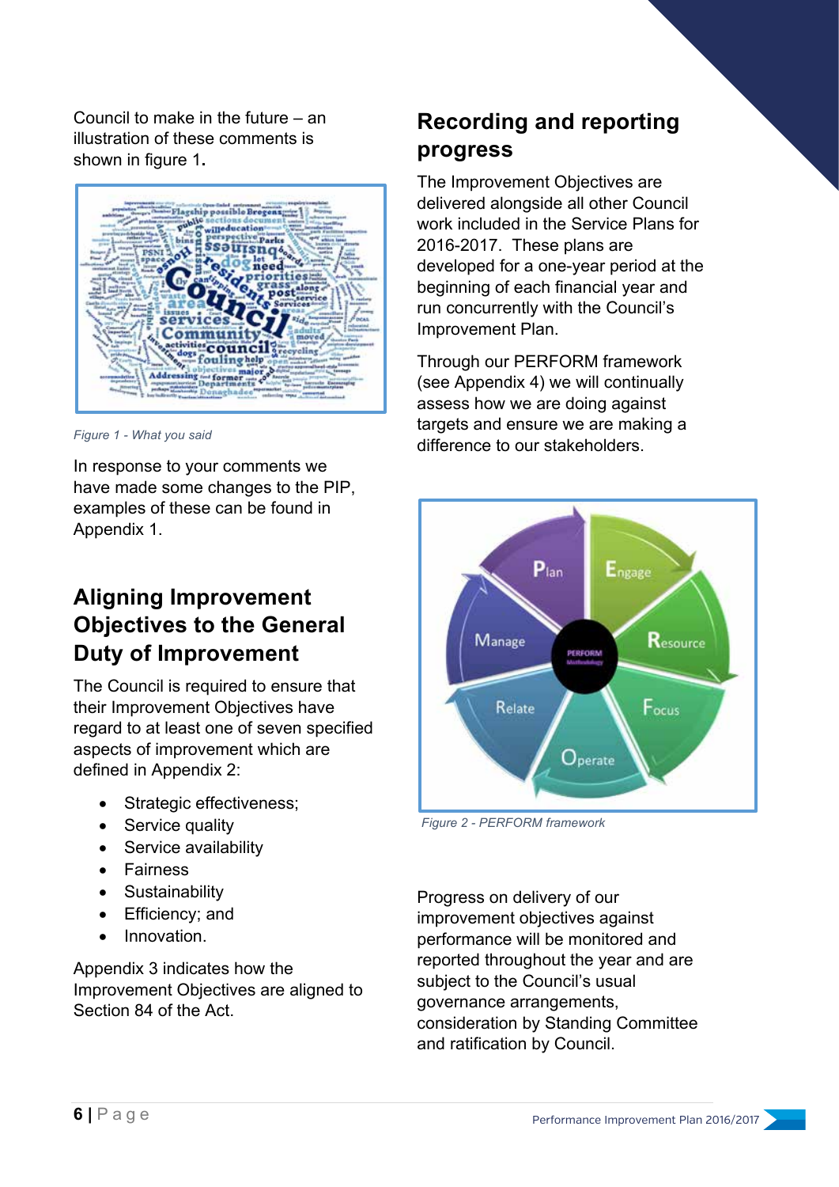Council to make in the future – an illustration of these comments is shown in figure 1.

*Figure 1 - What you said*

In response to your comments we have made some changes to the PIP, examples of these can be found in Appendix 1.

## Aligning Improvement Objectives to the General Duty of Improvement

The Council is required to ensure that their Improvement Objectives have regard to at least one of seven specified aspects of improvement which are defined in Appendix 2:

- Strategic effectiveness;
- Service quality
- Service availability
- Fairness
- Sustainability
- Efficiency; and
- Innovation.

Appendix 3 indicates how the Improvement Objectives are aligned to Section 84 of the Act.

## Recording and reporting progress

The Improvement Objectives are delivered alongside all other Council work included in the Service Plans for 2016-2017. These plans are developed for a one-year period at the beginning of each financial year and run concurrently with the Council's Improvement Plan.

Through our PERFORM framework (see Appendix 4) we will continually assess how we are doing against targets and ensure we are making a difference to our stakeholders.

*Figure 2 - PERFORM framework*

Progress on delivery of our improvement objectives against performance will be monitored and reported throughout the year and are subject to the Council's usual governance arrangements, consideration by Standing Committee and ratification by Council.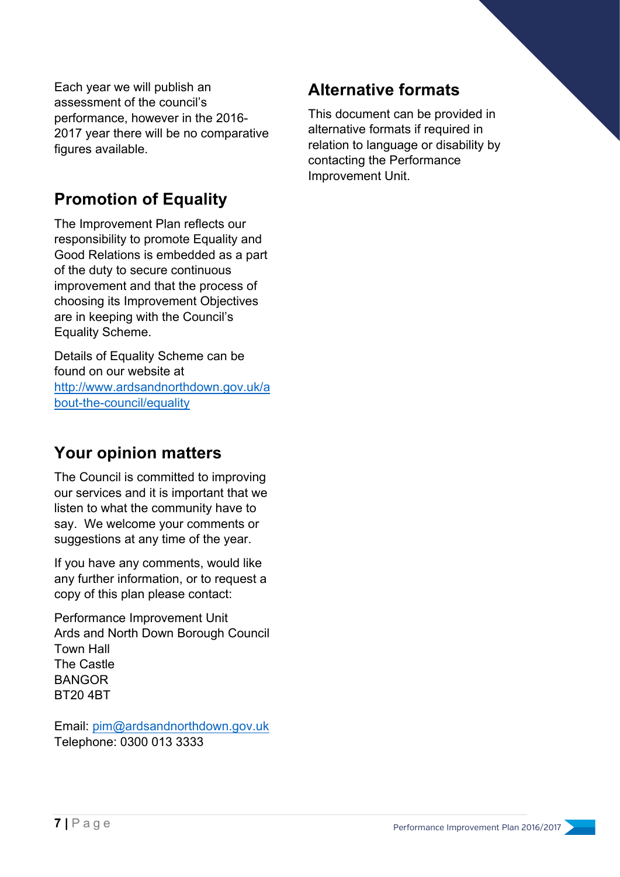Each year we will publish an assessment of the council's performance, however in the 2016-2017 year there will be no comparative figures available.

## Promotion of Equality

The Improvement Plan reflects our responsibility to promote Equality and Good Relations is embedded as a part of the duty to secure continuous improvement and that the process of choosing its Improvement Objectives are in keeping with the Council's Equality Scheme.

Details of Equality Scheme can be found on our website at [http://www.ardsandnorthdown.gov.uk/about-the-council/equality](http://www.ardsandnorthdown.gov.uk/about-the-council/equality)

## Your opinion matters

The Council is committed to improving our services and it is important that we listen to what the community have to say. We welcome your comments or suggestions at any time of the year.

If you have any comments, would like any further information, or to request a copy of this plan please contact:

Performance Improvement Unit
Ards and North Down Borough Council
Town Hall
The Castle
BANGOR
BT20 4BT

Email: [pim@ardsandnorthdown.gov.uk](mailto:pim@ardsandnorthdown.gov.uk)
Telephone: 0300 013 3333

## Alternative formats

This document can be provided in alternative formats if required in relation to language or disability by contacting the Performance Improvement Unit.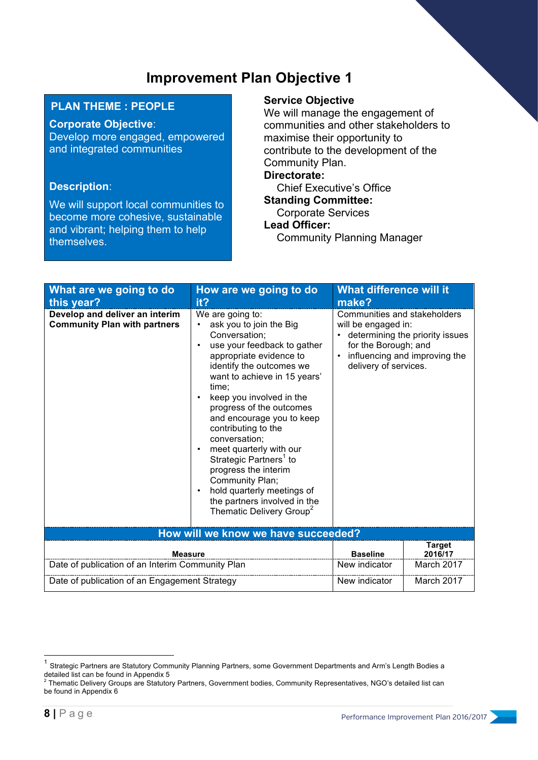# Improvement Plan Objective 1

**PLAN THEME : PEOPLE**

**Corporate Objective**:
Develop more engaged, empowered and integrated communities

**Description**:

We will support local communities to become more cohesive, sustainable and vibrant; helping them to help themselves.

**Service Objective**
We will manage the engagement of communities and other stakeholders to maximise their opportunity to contribute to the development of the Community Plan.

**Directorate:**
Chief Executive's Office

**Standing Committee:**
Corporate Services

**Lead Officer:**
Community Planning Manager

| What are we going to do this year? | How are we going to do it? | What difference will it make? |
|---|---|---|
| **Develop and deliver an interim Community Plan with partners** | We are going to:<br>• ask you to join the Big Conversation;<br>• use your feedback to gather appropriate evidence to identify the outcomes we want to achieve in 15 years' time;<br>• keep you involved in the progress of the outcomes and encourage you to keep contributing to the conversation;<br>• meet quarterly with our Strategic Partners[1] to progress the interim Community Plan;<br>• hold quarterly meetings of the partners involved in the Thematic Delivery Group[2] | Communities and stakeholders will be engaged in:<br>• determining the priority issues for the Borough; and<br>• influencing and improving the delivery of services. |

**How will we know we have succeeded?**

| Measure | Baseline | Target 2016/17 |
|---|---|---|
| Date of publication of an Interim Community Plan | New indicator | March 2017 |
| Date of publication of an Engagement Strategy | New indicator | March 2017 |

[1] Strategic Partners are Statutory Community Planning Partners, some Government Departments and Arm's Length Bodies a detailed list can be found in Appendix 5

[2] Thematic Delivery Groups are Statutory Partners, Government bodies, Community Representatives, NGO's detailed list can be found in Appendix 6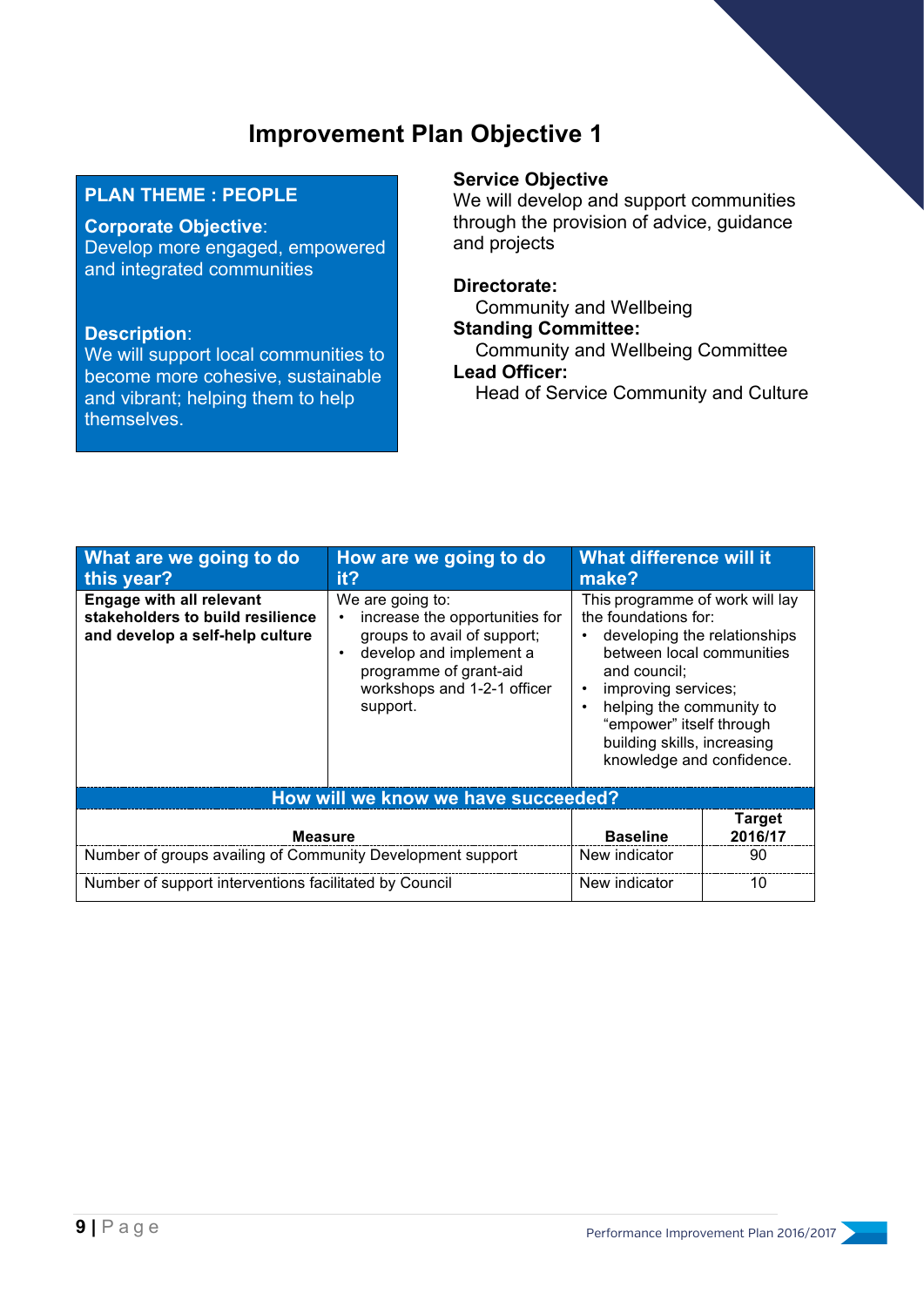# Improvement Plan Objective 1

**PLAN THEME : PEOPLE**

**Corporate Objective**:
Develop more engaged, empowered and integrated communities

**Description**:
We will support local communities to become more cohesive, sustainable and vibrant; helping them to help themselves.

**Service Objective**
We will develop and support communities through the provision of advice, guidance and projects

**Directorate:**
Community and Wellbeing

**Standing Committee:**
Community and Wellbeing Committee

**Lead Officer:**
Head of Service Community and Culture

| What are we going to do this year? | How are we going to do it? | What difference will it make? |
|---|---|---|
| **Engage with all relevant stakeholders to build resilience and develop a self-help culture** | We are going to:<br>• increase the opportunities for groups to avail of support;<br>• develop and implement a programme of grant-aid workshops and 1-2-1 officer support. | This programme of work will lay the foundations for:<br>• developing the relationships between local communities and council;<br>• improving services;<br>• helping the community to "empower" itself through building skills, increasing knowledge and confidence. |

**How will we know we have succeeded?**

| Measure | Baseline | Target 2016/17 |
|---|---|---|
| Number of groups availing of Community Development support | New indicator | 90 |
| Number of support interventions facilitated by Council | New indicator | 10 |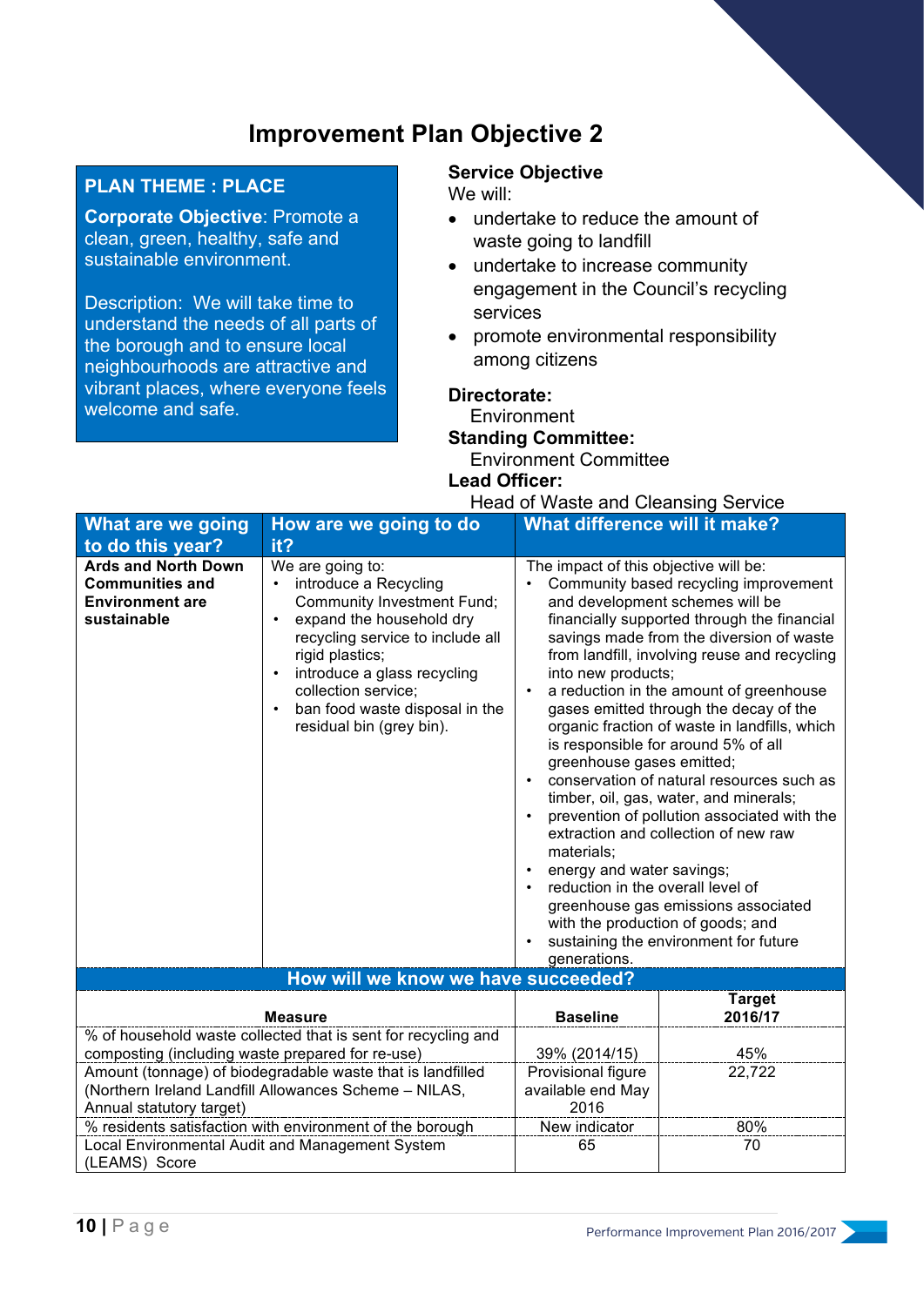# Improvement Plan Objective 2

**PLAN THEME : PLACE**

**Corporate Objective**: Promote a clean, green, healthy, safe and sustainable environment.

Description: We will take time to understand the needs of all parts of the borough and to ensure local neighbourhoods are attractive and vibrant places, where everyone feels welcome and safe.

**Service Objective**

We will:

- undertake to reduce the amount of waste going to landfill
- undertake to increase community engagement in the Council's recycling services
- promote environmental responsibility among citizens

**Directorate:**
Environment

**Standing Committee:**
Environment Committee

**Lead Officer:**
Head of Waste and Cleansing Service

| What are we going to do this year? | How are we going to do it? | What difference will it make? |
|---|---|---|
| **Ards and North Down Communities and Environment are sustainable** | We are going to:<br>• introduce a Recycling Community Investment Fund;<br>• expand the household dry recycling service to include all rigid plastics;<br>• introduce a glass recycling collection service;<br>• ban food waste disposal in the residual bin (grey bin). | The impact of this objective will be:<br>• Community based recycling improvement and development schemes will be financially supported through the financial savings made from the diversion of waste from landfill, involving reuse and recycling into new products;<br>• a reduction in the amount of greenhouse gases emitted through the decay of the organic fraction of waste in landfills, which is responsible for around 5% of all greenhouse gases emitted;<br>• conservation of natural resources such as timber, oil, gas, water, and minerals;<br>• prevention of pollution associated with the extraction and collection of new raw materials;<br>• energy and water savings;<br>• reduction in the overall level of greenhouse gas emissions associated with the production of goods; and<br>• sustaining the environment for future generations. |

**How will we know we have succeeded?**

| Measure | Baseline | Target 2016/17 |
|---|---|---|
| % of household waste collected that is sent for recycling and composting (including waste prepared for re-use) | 39% (2014/15) | 45% |
| Amount (tonnage) of biodegradable waste that is landfilled (Northern Ireland Landfill Allowances Scheme – NILAS, Annual statutory target) | Provisional figure available end May 2016 | 22,722 |
| % residents satisfaction with environment of the borough | New indicator | 80% |
| Local Environmental Audit and Management System (LEAMS) Score | 65 | 70 |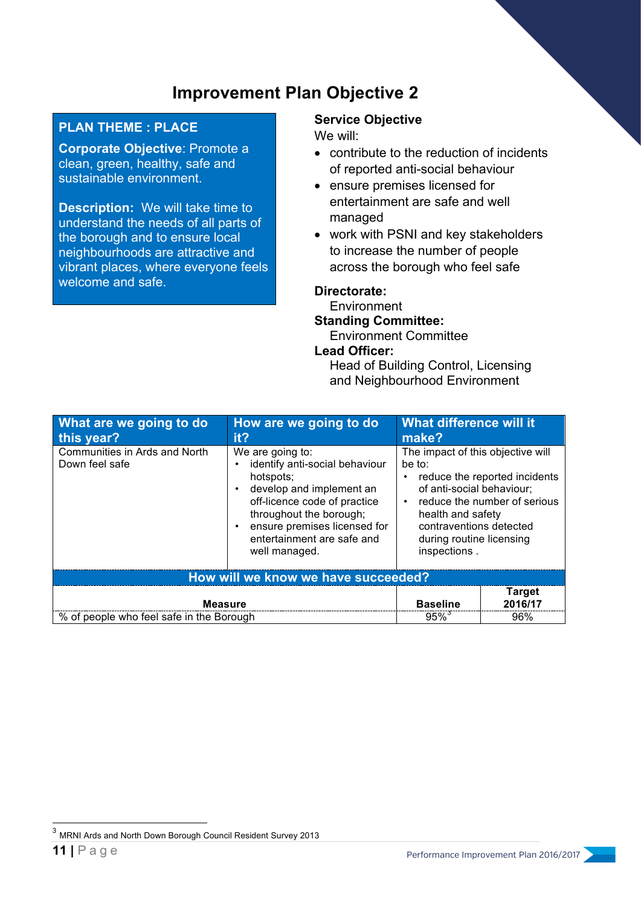# Improvement Plan Objective 2

**PLAN THEME : PLACE**

**Corporate Objective**: Promote a clean, green, healthy, safe and sustainable environment.

**Description:** We will take time to understand the needs of all parts of the borough and to ensure local neighbourhoods are attractive and vibrant places, where everyone feels welcome and safe.

**Service Objective**

We will:

- contribute to the reduction of incidents of reported anti-social behaviour
- ensure premises licensed for entertainment are safe and well managed
- work with PSNI and key stakeholders to increase the number of people across the borough who feel safe

**Directorate:**
Environment

**Standing Committee:**
Environment Committee

**Lead Officer:**
Head of Building Control, Licensing and Neighbourhood Environment

| What are we going to do this year? | How are we going to do it? | What difference will it make? |
|---|---|---|
| Communities in Ards and North Down feel safe | We are going to:<br>• identify anti-social behaviour hotspots;<br>• develop and implement an off-licence code of practice throughout the borough;<br>• ensure premises licensed for entertainment are safe and well managed. | The impact of this objective will be to:<br>• reduce the reported incidents of anti-social behaviour;<br>• reduce the number of serious health and safety contraventions detected during routine licensing inspections . |

**How will we know we have succeeded?**

| Measure | Baseline | Target 2016/17 |
|---|---|---|
| % of people who feel safe in the Borough | 95%[3] | 96% |

[3] MRNI Ards and North Down Borough Council Resident Survey 2013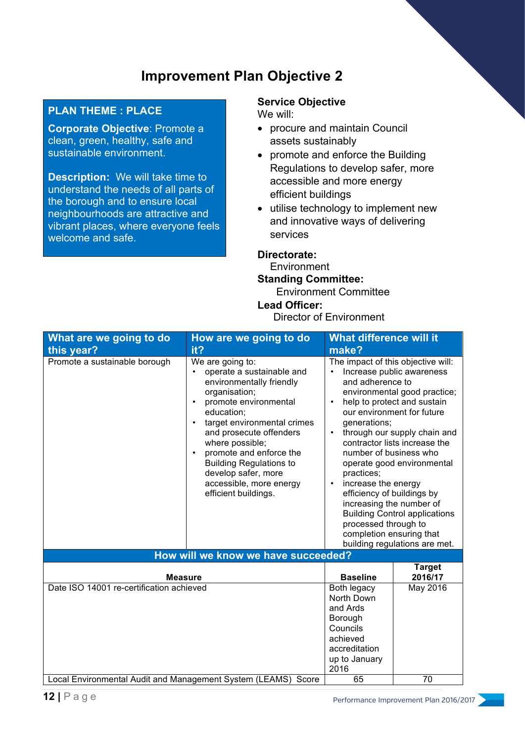# Improvement Plan Objective 2

**PLAN THEME : PLACE**

**Corporate Objective**: Promote a clean, green, healthy, safe and sustainable environment.

**Description:** We will take time to understand the needs of all parts of the borough and to ensure local neighbourhoods are attractive and vibrant places, where everyone feels welcome and safe.

**Service Objective**

We will:

- procure and maintain Council assets sustainably
- promote and enforce the Building Regulations to develop safer, more accessible and more energy efficient buildings
- utilise technology to implement new and innovative ways of delivering services

**Directorate:**
Environment

**Standing Committee:**
Environment Committee

**Lead Officer:**
Director of Environment

| What are we going to do this year? | How are we going to do it? | What difference will it make? |
|---|---|---|
| Promote a sustainable borough | We are going to:<br>• operate a sustainable and environmentally friendly organisation;<br>• promote environmental education;<br>• target environmental crimes and prosecute offenders where possible;<br>• promote and enforce the Building Regulations to develop safer, more accessible, more energy efficient buildings. | The impact of this objective will:<br>• Increase public awareness and adherence to environmental good practice;<br>• help to protect and sustain our environment for future generations;<br>• through our supply chain and contractor lists increase the number of business who operate good environmental practices;<br>• increase the energy efficiency of buildings by increasing the number of Building Control applications processed through to completion ensuring that building regulations are met. |

**How will we know we have succeeded?**

| Measure | Baseline | Target 2016/17 |
|---|---|---|
| Date ISO 14001 re-certification achieved | Both legacy North Down and Ards Borough Councils achieved accreditation up to January 2016 | May 2016 |
| Local Environmental Audit and Management System (LEAMS) Score | 65 | 70 |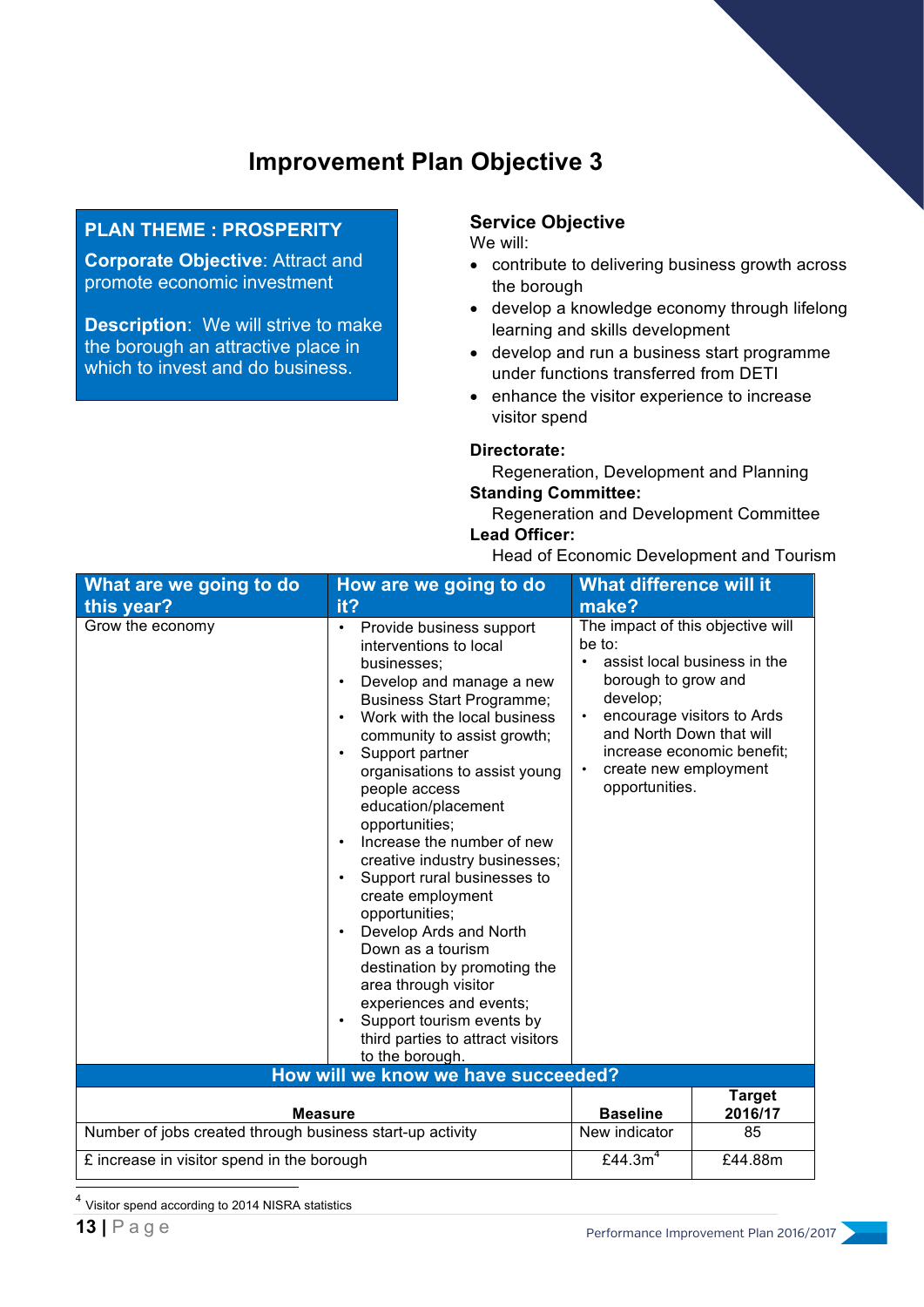# Improvement Plan Objective 3

**PLAN THEME : PROSPERITY**

**Corporate Objective**: Attract and promote economic investment

**Description**: We will strive to make the borough an attractive place in which to invest and do business.

**Service Objective**

We will:

- contribute to delivering business growth across the borough
- develop a knowledge economy through lifelong learning and skills development
- develop and run a business start programme under functions transferred from DETI
- enhance the visitor experience to increase visitor spend

**Directorate:**
Regeneration, Development and Planning

**Standing Committee:**
Regeneration and Development Committee

**Lead Officer:**
Head of Economic Development and Tourism

| What are we going to do this year? | How are we going to do it? | What difference will it make? |
|---|---|---|
| Grow the economy | • Provide business support interventions to local businesses;<br>• Develop and manage a new Business Start Programme;<br>• Work with the local business community to assist growth;<br>• Support partner organisations to assist young people access education/placement opportunities;<br>• Increase the number of new creative industry businesses;<br>• Support rural businesses to create employment opportunities;<br>• Develop Ards and North Down as a tourism destination by promoting the area through visitor experiences and events;<br>• Support tourism events by third parties to attract visitors to the borough. | The impact of this objective will be to:<br>• assist local business in the borough to grow and develop;<br>• encourage visitors to Ards and North Down that will increase economic benefit;<br>• create new employment opportunities. |

**How will we know we have succeeded?**

| Measure | Baseline | Target 2016/17 |
|---|---|---|
| Number of jobs created through business start-up activity | New indicator | 85 |
| £ increase in visitor spend in the borough | £44.3m[4] | £44.88m |

[4] Visitor spend according to 2014 NISRA statistics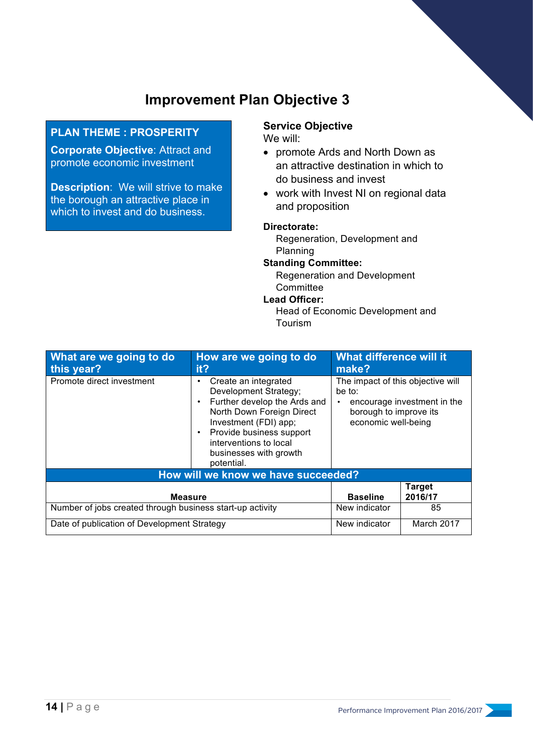# Improvement Plan Objective 3

**PLAN THEME : PROSPERITY**

**Corporate Objective**: Attract and promote economic investment

**Description**: We will strive to make the borough an attractive place in which to invest and do business.

**Service Objective**

We will:

- promote Ards and North Down as an attractive destination in which to do business and invest
- work with Invest NI on regional data and proposition

**Directorate:**
Regeneration, Development and Planning

**Standing Committee:**
Regeneration and Development Committee

**Lead Officer:**
Head of Economic Development and Tourism

| What are we going to do this year? | How are we going to do it? | What difference will it make? |
|---|---|---|
| Promote direct investment | • Create an integrated Development Strategy;<br>• Further develop the Ards and North Down Foreign Direct Investment (FDI) app;<br>• Provide business support interventions to local businesses with growth potential. | The impact of this objective will be to:<br>• encourage investment in the borough to improve its economic well-being |

**How will we know we have succeeded?**

| Measure | Baseline | Target 2016/17 |
|---|---|---|
| Number of jobs created through business start-up activity | New indicator | 85 |
| Date of publication of Development Strategy | New indicator | March 2017 |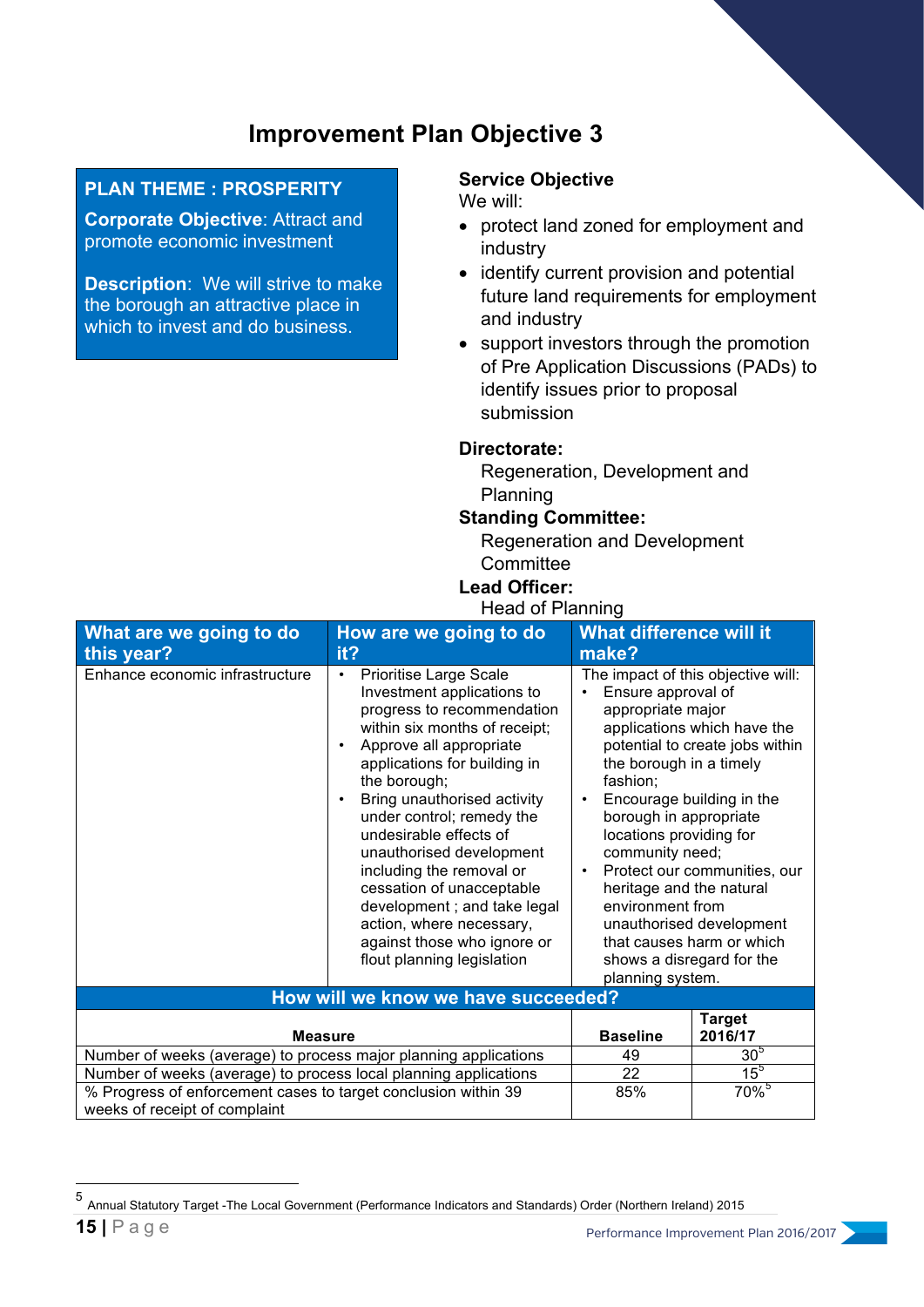# Improvement Plan Objective 3

**PLAN THEME : PROSPERITY**

**Corporate Objective**: Attract and promote economic investment

**Description**: We will strive to make the borough an attractive place in which to invest and do business.

**Service Objective**

We will:

- protect land zoned for employment and industry
- identify current provision and potential future land requirements for employment and industry
- support investors through the promotion of Pre Application Discussions (PADs) to identify issues prior to proposal submission

**Directorate:**
Regeneration, Development and Planning

**Standing Committee:**
Regeneration and Development Committee

**Lead Officer:**
Head of Planning

| What are we going to do this year? | How are we going to do it? | What difference will it make? |
|---|---|---|
| Enhance economic infrastructure | • Prioritise Large Scale Investment applications to progress to recommendation within six months of receipt;<br>• Approve all appropriate applications for building in the borough;<br>• Bring unauthorised activity under control; remedy the undesirable effects of unauthorised development including the removal or cessation of unacceptable development ; and take legal action, where necessary, against those who ignore or flout planning legislation | The impact of this objective will:<br>• Ensure approval of appropriate major applications which have the potential to create jobs within the borough in a timely fashion;<br>• Encourage building in the borough in appropriate locations providing for community need;<br>• Protect our communities, our heritage and the natural environment from unauthorised development that causes harm or which shows a disregard for the planning system. |

**How will we know we have succeeded?**

| Measure | Baseline | Target 2016/17 |
|---|---|---|
| Number of weeks (average) to process major planning applications | 49 | 30[5] |
| Number of weeks (average) to process local planning applications | 22 | 15[5] |
| % Progress of enforcement cases to target conclusion within 39 weeks of receipt of complaint | 85% | 70%[5] |

[5] Annual Statutory Target -The Local Government (Performance Indicators and Standards) Order (Northern Ireland) 2015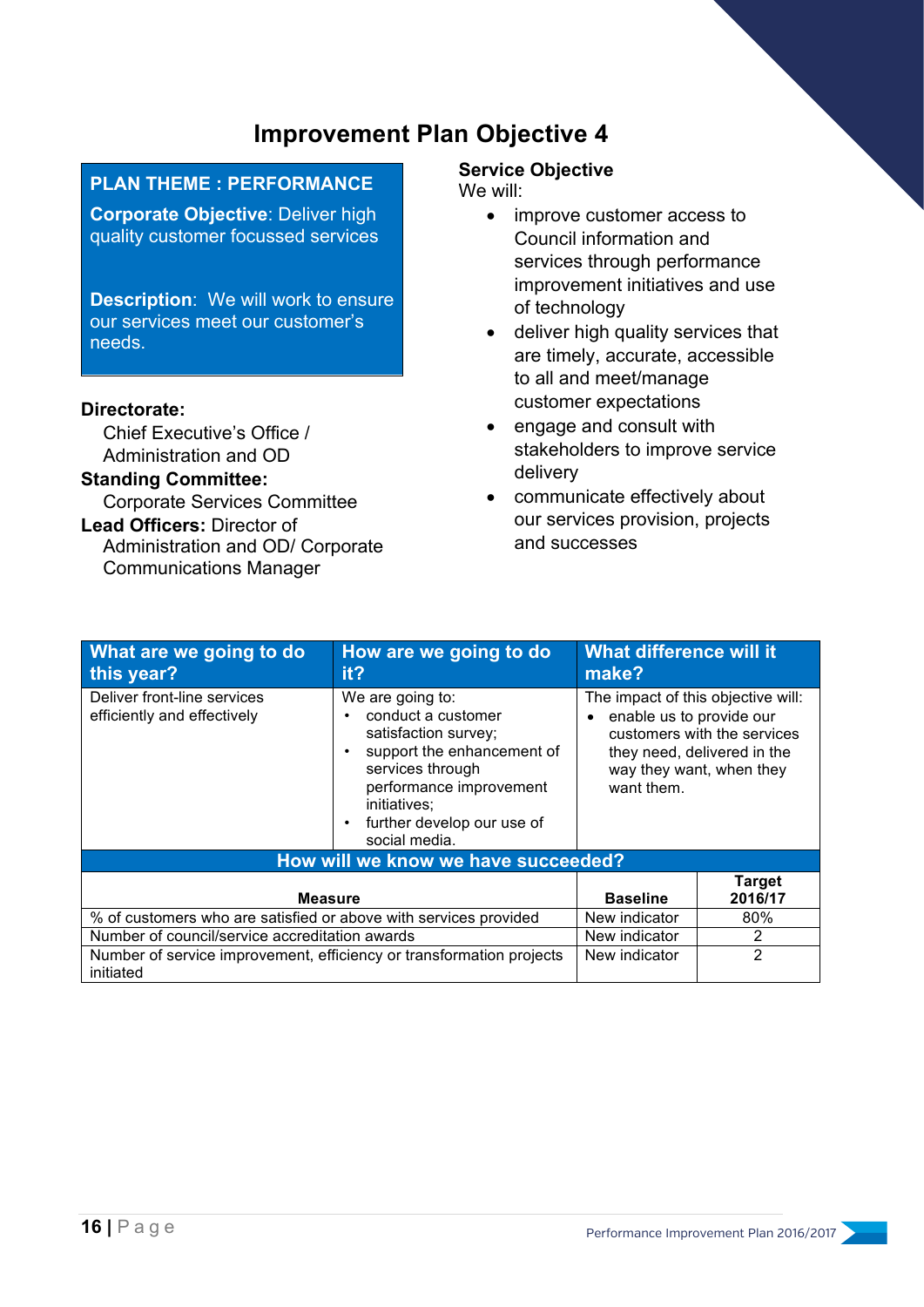# Improvement Plan Objective 4

**PLAN THEME : PERFORMANCE**

**Corporate Objective**: Deliver high quality customer focussed services

**Description**: We will work to ensure our services meet our customer's needs.

**Directorate:**
Chief Executive's Office / Administration and OD

**Standing Committee:**
Corporate Services Committee

**Lead Officers:** Director of Administration and OD/ Corporate Communications Manager

**Service Objective**
We will:

- improve customer access to Council information and services through performance improvement initiatives and use of technology
- deliver high quality services that are timely, accurate, accessible to all and meet/manage customer expectations
- engage and consult with stakeholders to improve service delivery
- communicate effectively about our services provision, projects and successes

| What are we going to do this year? | How are we going to do it? | What difference will it make? |
|---|---|---|
| Deliver front-line services efficiently and effectively | We are going to:<br>• conduct a customer satisfaction survey;<br>• support the enhancement of services through performance improvement initiatives;<br>• further develop our use of social media. | The impact of this objective will:<br>• enable us to provide our customers with the services they need, delivered in the way they want, when they want them. |

**How will we know we have succeeded?**

| Measure | Baseline | Target 2016/17 |
|---|---|---|
| % of customers who are satisfied or above with services provided | New indicator | 80% |
| Number of council/service accreditation awards | New indicator | 2 |
| Number of service improvement, efficiency or transformation projects initiated | New indicator | 2 |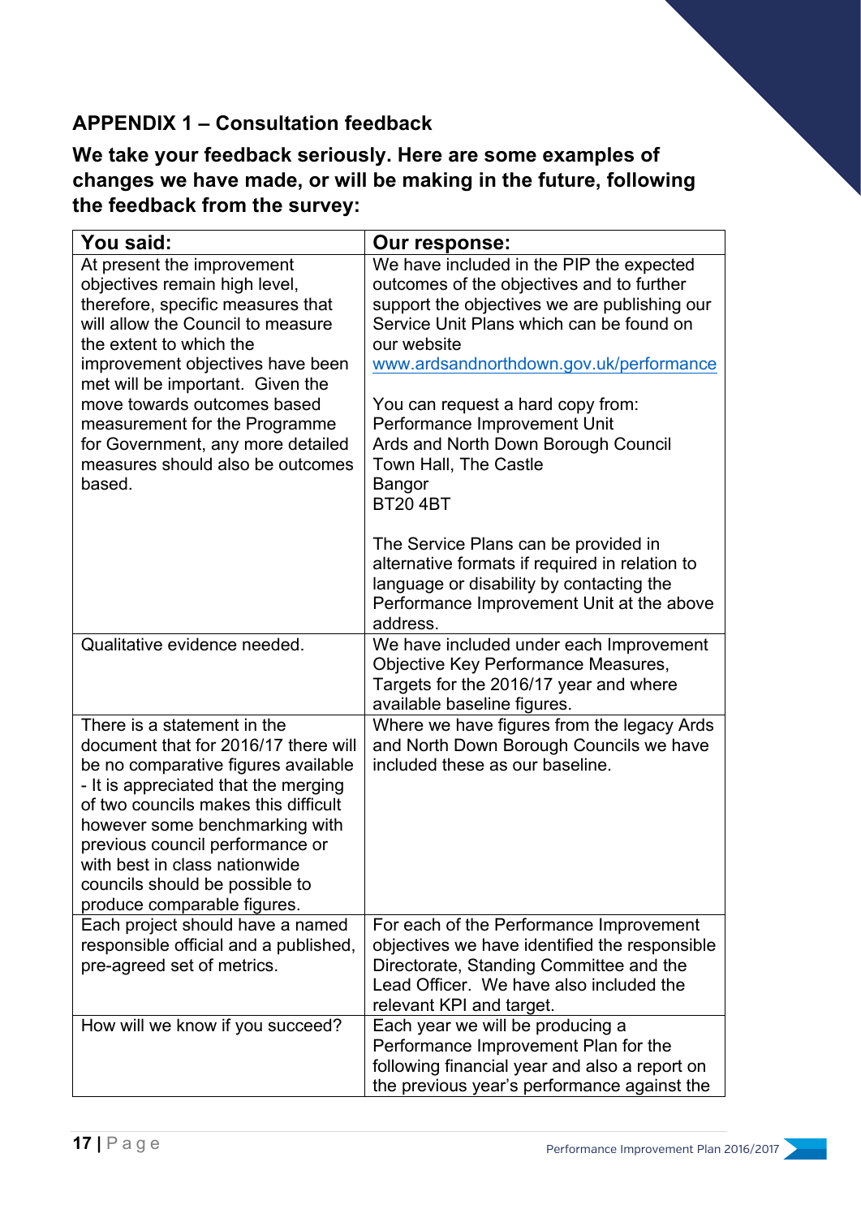## APPENDIX 1 – Consultation feedback

### We take your feedback seriously. Here are some examples of changes we have made, or will be making in the future, following the feedback from the survey:

| You said: | Our response: |
|---|---|
| At present the improvement objectives remain high level, therefore, specific measures that will allow the Council to measure the extent to which the improvement objectives have been met will be important. Given the move towards outcomes based measurement for the Programme for Government, any more detailed measures should also be outcomes based. | We have included in the PIP the expected outcomes of the objectives and to further support the objectives we are publishing our Service Unit Plans which can be found on our website www.ardsandnorthdown.gov.uk/performance<br><br>You can request a hard copy from:<br>Performance Improvement Unit<br>Ards and North Down Borough Council<br>Town Hall, The Castle<br>Bangor<br>BT20 4BT<br><br>The Service Plans can be provided in alternative formats if required in relation to language or disability by contacting the Performance Improvement Unit at the above address. |
| Qualitative evidence needed. | We have included under each Improvement Objective Key Performance Measures, Targets for the 2016/17 year and where available baseline figures. |
| There is a statement in the document that for 2016/17 there will be no comparative figures available - It is appreciated that the merging of two councils makes this difficult however some benchmarking with previous council performance or with best in class nationwide councils should be possible to produce comparable figures. | Where we have figures from the legacy Ards and North Down Borough Councils we have included these as our baseline. |
| Each project should have a named responsible official and a published, pre-agreed set of metrics. | For each of the Performance Improvement objectives we have identified the responsible Directorate, Standing Committee and the Lead Officer. We have also included the relevant KPI and target. |
| How will we know if you succeed? | Each year we will be producing a Performance Improvement Plan for the following financial year and also a report on the previous year's performance against the |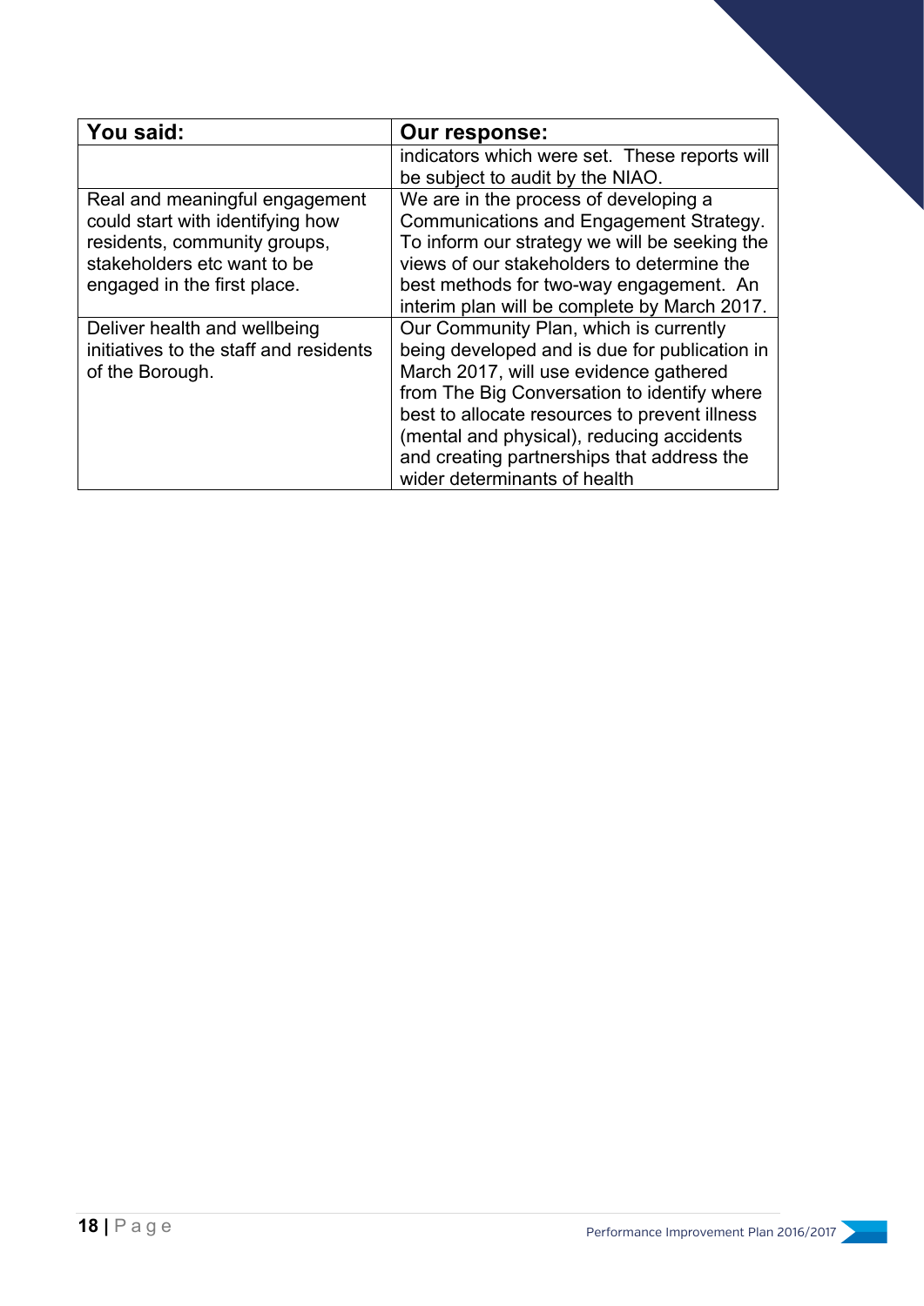| You said: | Our response: |
| --- | --- |
| | indicators which were set. These reports will be subject to audit by the NIAO. |
| Real and meaningful engagement could start with identifying how residents, community groups, stakeholders etc want to be engaged in the first place. | We are in the process of developing a Communications and Engagement Strategy. To inform our strategy we will be seeking the views of our stakeholders to determine the best methods for two-way engagement. An interim plan will be complete by March 2017. |
| Deliver health and wellbeing initiatives to the staff and residents of the Borough. | Our Community Plan, which is currently being developed and is due for publication in March 2017, will use evidence gathered from The Big Conversation to identify where best to allocate resources to prevent illness (mental and physical), reducing accidents and creating partnerships that address the wider determinants of health |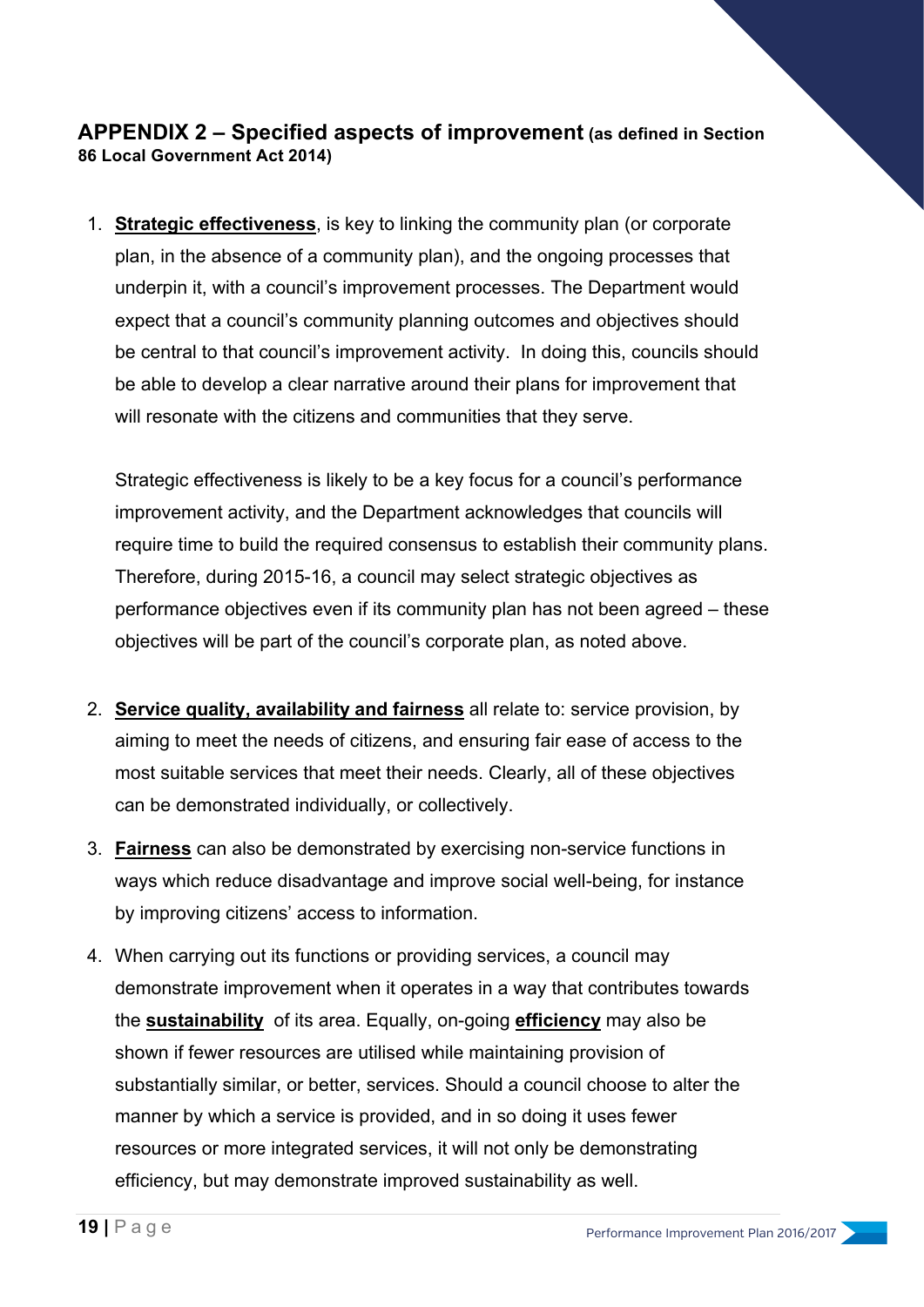## APPENDIX 2 – Specified aspects of improvement (as defined in Section 86 Local Government Act 2014)

1. **Strategic effectiveness**, is key to linking the community plan (or corporate plan, in the absence of a community plan), and the ongoing processes that underpin it, with a council's improvement processes. The Department would expect that a council's community planning outcomes and objectives should be central to that council's improvement activity. In doing this, councils should be able to develop a clear narrative around their plans for improvement that will resonate with the citizens and communities that they serve.

   Strategic effectiveness is likely to be a key focus for a council's performance improvement activity, and the Department acknowledges that councils will require time to build the required consensus to establish their community plans. Therefore, during 2015-16, a council may select strategic objectives as performance objectives even if its community plan has not been agreed – these objectives will be part of the council's corporate plan, as noted above.

2. **Service quality, availability and fairness** all relate to: service provision, by aiming to meet the needs of citizens, and ensuring fair ease of access to the most suitable services that meet their needs. Clearly, all of these objectives can be demonstrated individually, or collectively.

3. **Fairness** can also be demonstrated by exercising non-service functions in ways which reduce disadvantage and improve social well-being, for instance by improving citizens' access to information.

4. When carrying out its functions or providing services, a council may demonstrate improvement when it operates in a way that contributes towards the **sustainability** of its area. Equally, on-going **efficiency** may also be shown if fewer resources are utilised while maintaining provision of substantially similar, or better, services. Should a council choose to alter the manner by which a service is provided, and in so doing it uses fewer resources or more integrated services, it will not only be demonstrating efficiency, but may demonstrate improved sustainability as well.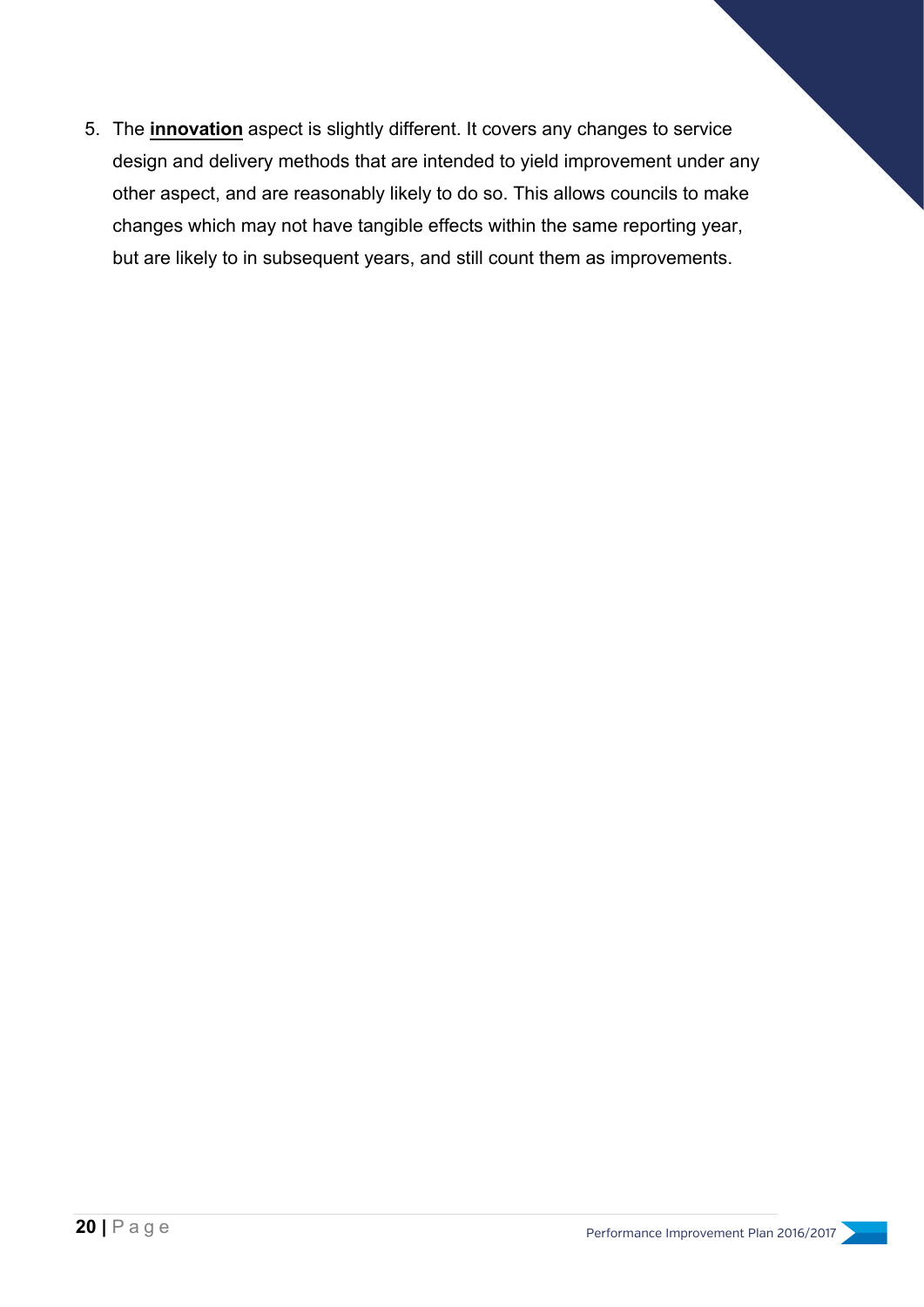5. The **innovation** aspect is slightly different. It covers any changes to service design and delivery methods that are intended to yield improvement under any other aspect, and are reasonably likely to do so. This allows councils to make changes which may not have tangible effects within the same reporting year, but are likely to in subsequent years, and still count them as improvements.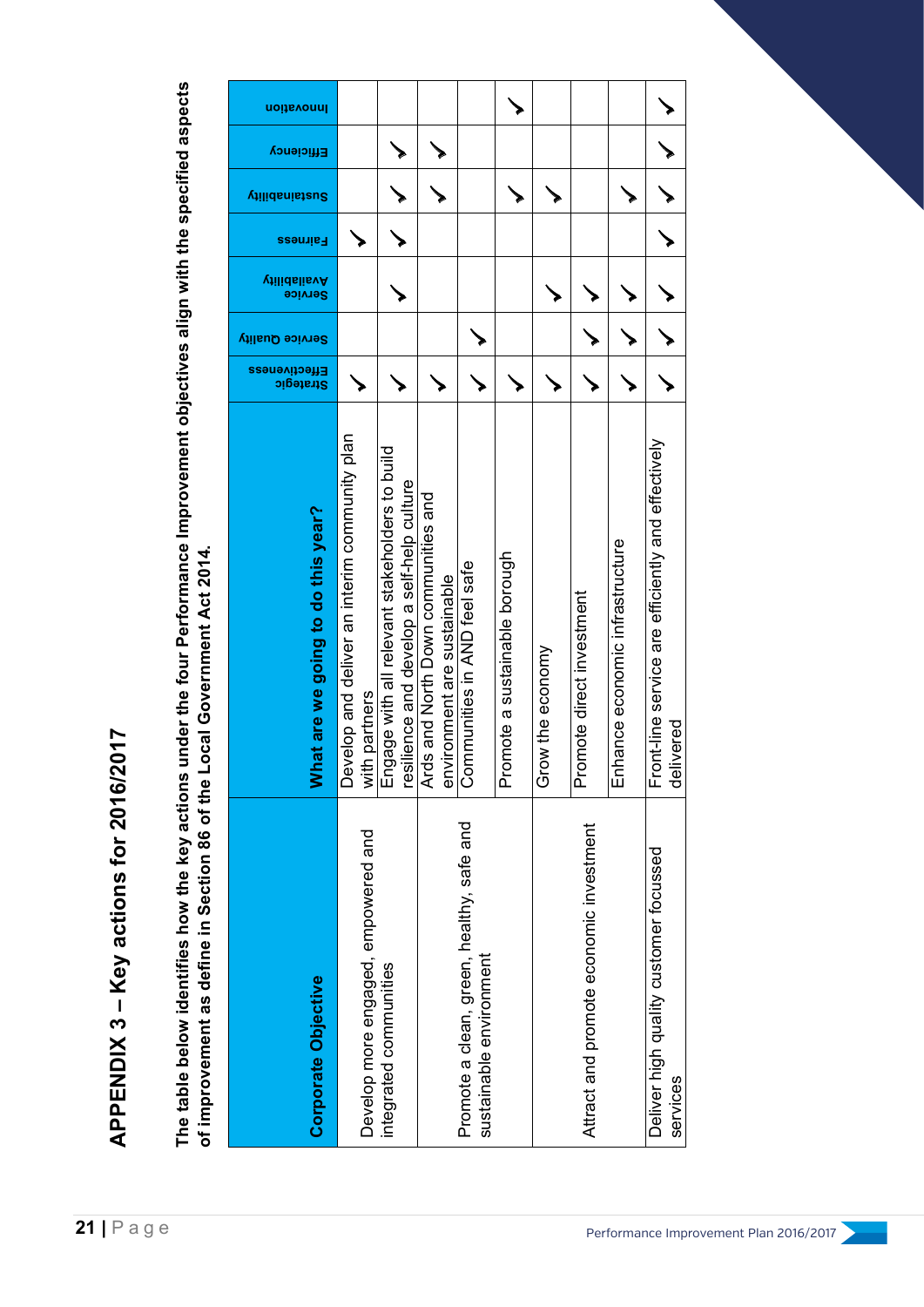# APPENDIX 3 – Key actions for 2016/2017

**The table below identifies how the key actions under the four Performance Improvement objectives align with the specified aspects of improvement as define in Section 86 of the Local Government Act 2014.**

| Corporate Objective | What are we going to do this year? | Strategic Effectiveness | Service Quality | Service Availability | Fairness | Sustainability | Efficiency | Innovation |
|---|---|---|---|---|---|---|---|---|
| Develop more engaged, empowered and integrated communities | Develop and deliver an interim community plan with partners | ✓ | | | ✓ | | | |
| | Engage with all relevant stakeholders to build resilience and develop a self-help culture | ✓ | | ✓ | ✓ | ✓ | ✓ | |
| Promote a clean, green, healthy, safe and sustainable environment | Ards and North Down communities and environment are sustainable | ✓ | | | | ✓ | ✓ | |
| | Communities in AND feel safe | ✓ | ✓ | | | | | |
| | Promote a sustainable borough | ✓ | | | | ✓ | | ✓ |
| Attract and promote economic investment | Grow the economy | ✓ | | ✓ | | ✓ | | |
| | Promote direct investment | ✓ | ✓ | ✓ | | | | |
| | Enhance economic infrastructure | ✓ | ✓ | ✓ | | ✓ | | |
| Deliver high quality customer focussed services | Front-line service are efficiently and effectively delivered | ✓ | ✓ | ✓ | ✓ | ✓ | ✓ | ✓ |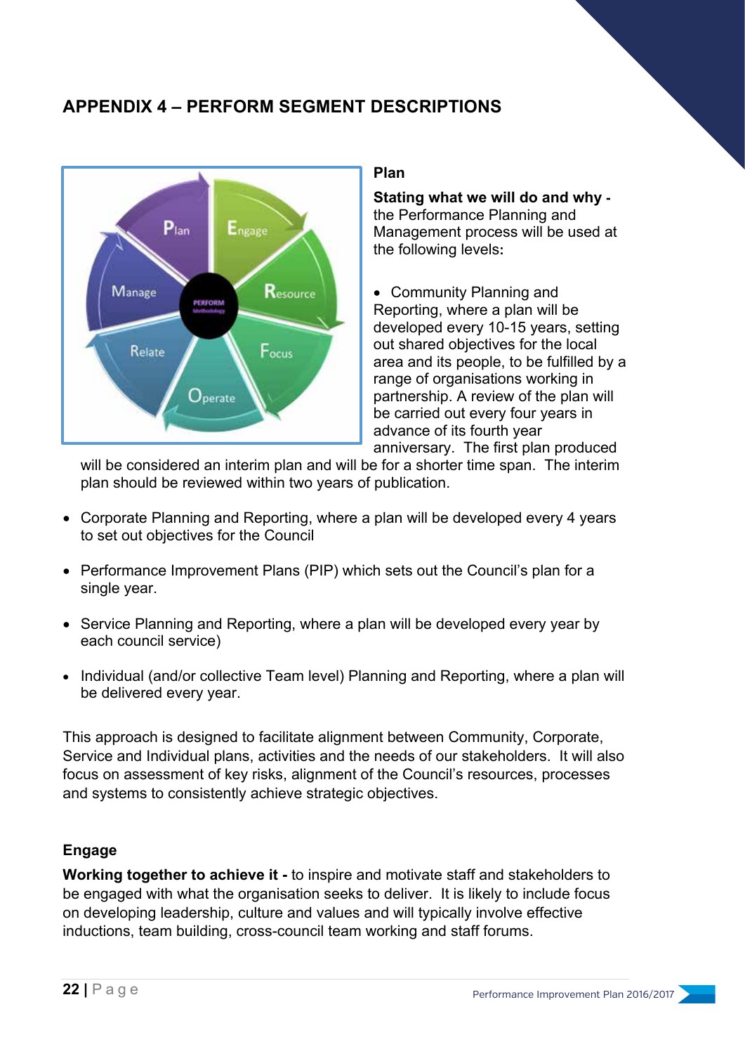# APPENDIX 4 – PERFORM SEGMENT DESCRIPTIONS

### Plan

**Stating what we will do and why -** the Performance Planning and Management process will be used at the following levels**:**

- Community Planning and Reporting, where a plan will be developed every 10-15 years, setting out shared objectives for the local area and its people, to be fulfilled by a range of organisations working in partnership. A review of the plan will be carried out every four years in advance of its fourth year anniversary. The first plan produced will be considered an interim plan and will be for a shorter time span. The interim plan should be reviewed within two years of publication.

- Corporate Planning and Reporting, where a plan will be developed every 4 years to set out objectives for the Council

- Performance Improvement Plans (PIP) which sets out the Council's plan for a single year.

- Service Planning and Reporting, where a plan will be developed every year by each council service)

- Individual (and/or collective Team level) Planning and Reporting, where a plan will be delivered every year.

This approach is designed to facilitate alignment between Community, Corporate, Service and Individual plans, activities and the needs of our stakeholders. It will also focus on assessment of key risks, alignment of the Council's resources, processes and systems to consistently achieve strategic objectives.

### Engage

**Working together to achieve it -** to inspire and motivate staff and stakeholders to be engaged with what the organisation seeks to deliver. It is likely to include focus on developing leadership, culture and values and will typically involve effective inductions, team building, cross-council team working and staff forums.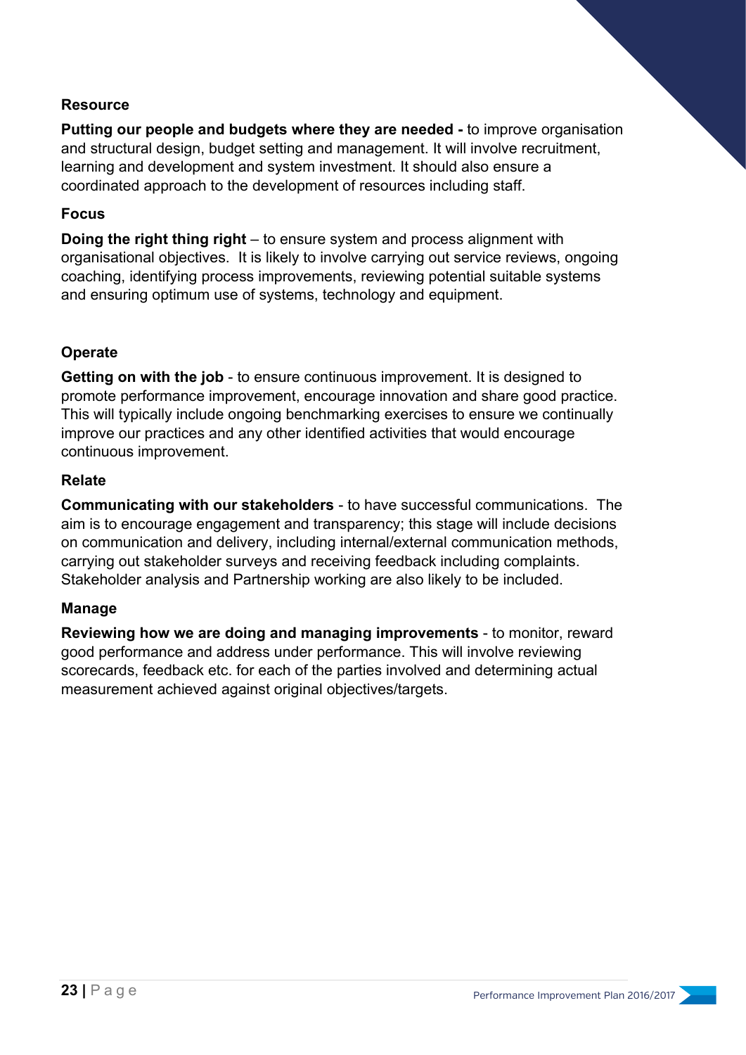### Resource

**Putting our people and budgets where they are needed -** to improve organisation and structural design, budget setting and management. It will involve recruitment, learning and development and system investment. It should also ensure a coordinated approach to the development of resources including staff.

### Focus

**Doing the right thing right** – to ensure system and process alignment with organisational objectives. It is likely to involve carrying out service reviews, ongoing coaching, identifying process improvements, reviewing potential suitable systems and ensuring optimum use of systems, technology and equipment.

### Operate

**Getting on with the job** - to ensure continuous improvement. It is designed to promote performance improvement, encourage innovation and share good practice. This will typically include ongoing benchmarking exercises to ensure we continually improve our practices and any other identified activities that would encourage continuous improvement.

### Relate

**Communicating with our stakeholders** - to have successful communications. The aim is to encourage engagement and transparency; this stage will include decisions on communication and delivery, including internal/external communication methods, carrying out stakeholder surveys and receiving feedback including complaints. Stakeholder analysis and Partnership working are also likely to be included.

### Manage

**Reviewing how we are doing and managing improvements** - to monitor, reward good performance and address under performance. This will involve reviewing scorecards, feedback etc. for each of the parties involved and determining actual measurement achieved against original objectives/targets.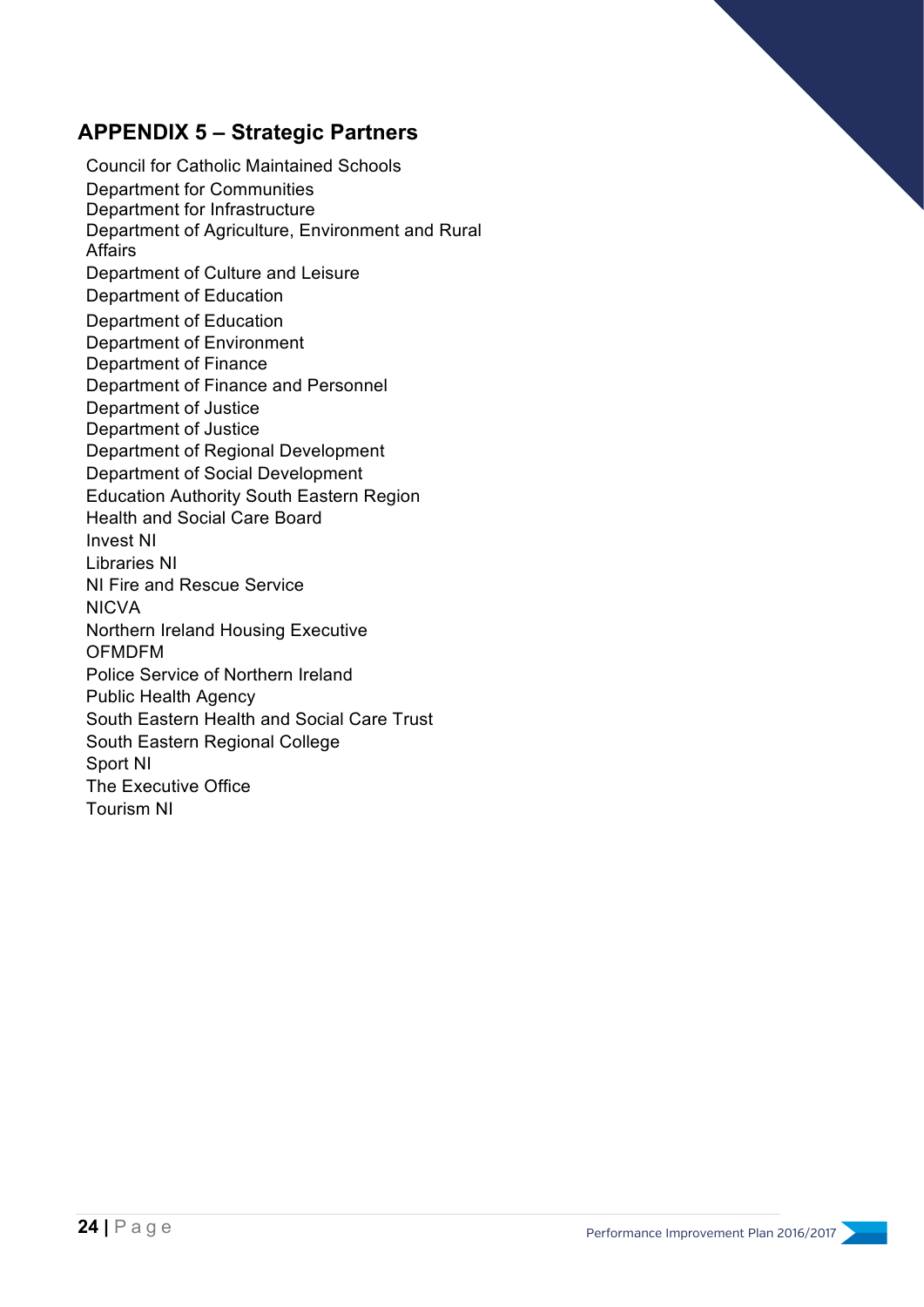## APPENDIX 5 – Strategic Partners

Council for Catholic Maintained Schools
Department for Communities
Department for Infrastructure
Department of Agriculture, Environment and Rural Affairs
Department of Culture and Leisure
Department of Education
Department of Education
Department of Environment
Department of Finance
Department of Finance and Personnel
Department of Justice
Department of Justice
Department of Regional Development
Department of Social Development
Education Authority South Eastern Region
Health and Social Care Board
Invest NI
Libraries NI
NI Fire and Rescue Service
NICVA
Northern Ireland Housing Executive
OFMDFM
Police Service of Northern Ireland
Public Health Agency
South Eastern Health and Social Care Trust
South Eastern Regional College
Sport NI
The Executive Office
Tourism NI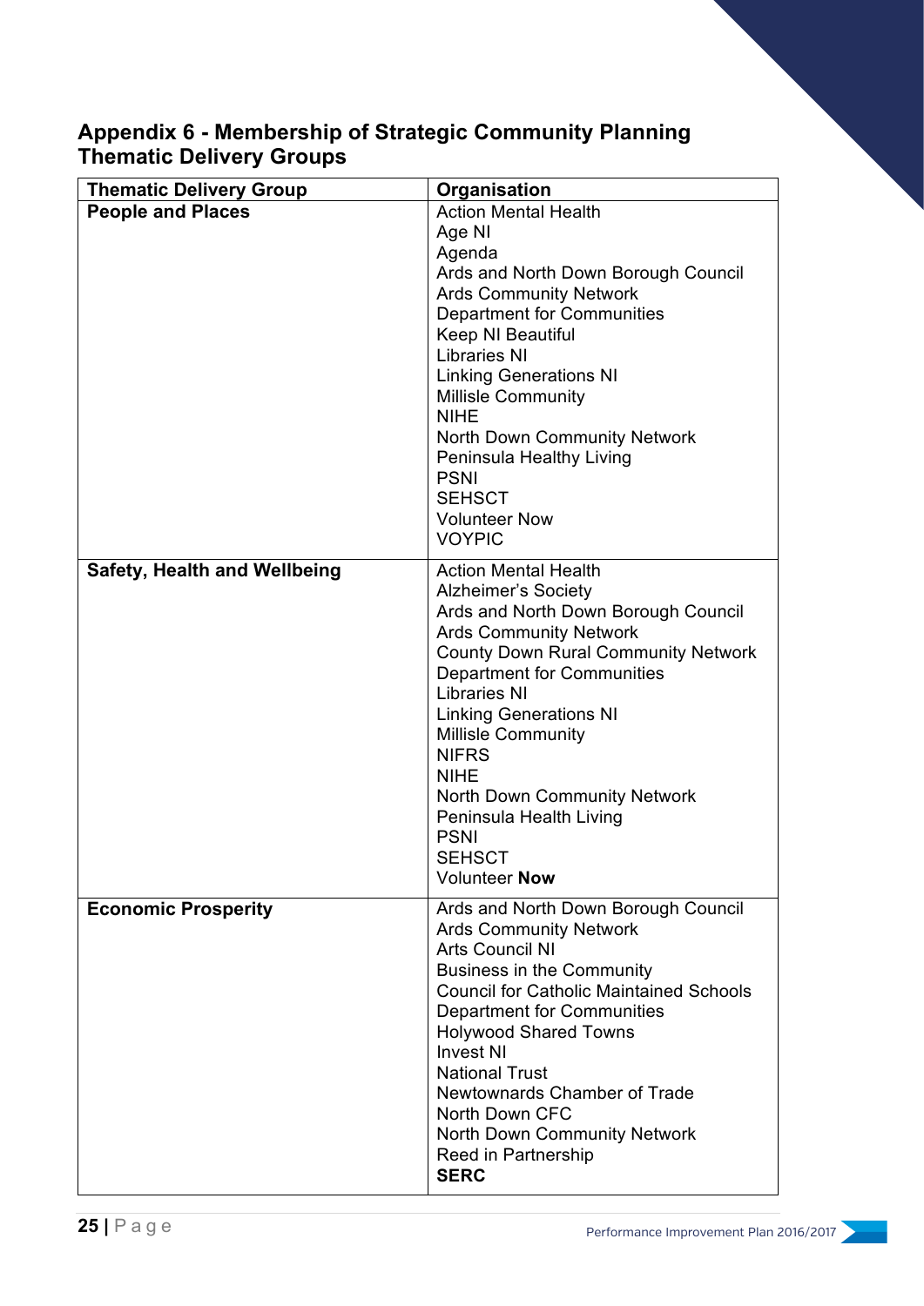## Appendix 6 - Membership of Strategic Community Planning Thematic Delivery Groups

| Thematic Delivery Group | Organisation |
| --- | --- |
| **People and Places** | Action Mental Health<br>Age NI<br>Agenda<br>Ards and North Down Borough Council<br>Ards Community Network<br>Department for Communities<br>Keep NI Beautiful<br>Libraries NI<br>Linking Generations NI<br>Millisle Community<br>NIHE<br>North Down Community Network<br>Peninsula Healthy Living<br>PSNI<br>SEHSCT<br>Volunteer Now<br>VOYPIC |
| **Safety, Health and Wellbeing** | Action Mental Health<br>Alzheimer's Society<br>Ards and North Down Borough Council<br>Ards Community Network<br>County Down Rural Community Network<br>Department for Communities<br>Libraries NI<br>Linking Generations NI<br>Millisle Community<br>NIFRS<br>NIHE<br>North Down Community Network<br>Peninsula Health Living<br>PSNI<br>SEHSCT<br>Volunteer **Now** |
| **Economic Prosperity** | Ards and North Down Borough Council<br>Ards Community Network<br>Arts Council NI<br>Business in the Community<br>Council for Catholic Maintained Schools<br>Department for Communities<br>Holywood Shared Towns<br>Invest NI<br>National Trust<br>Newtownards Chamber of Trade<br>North Down CFC<br>North Down Community Network<br>Reed in Partnership<br>**SERC** |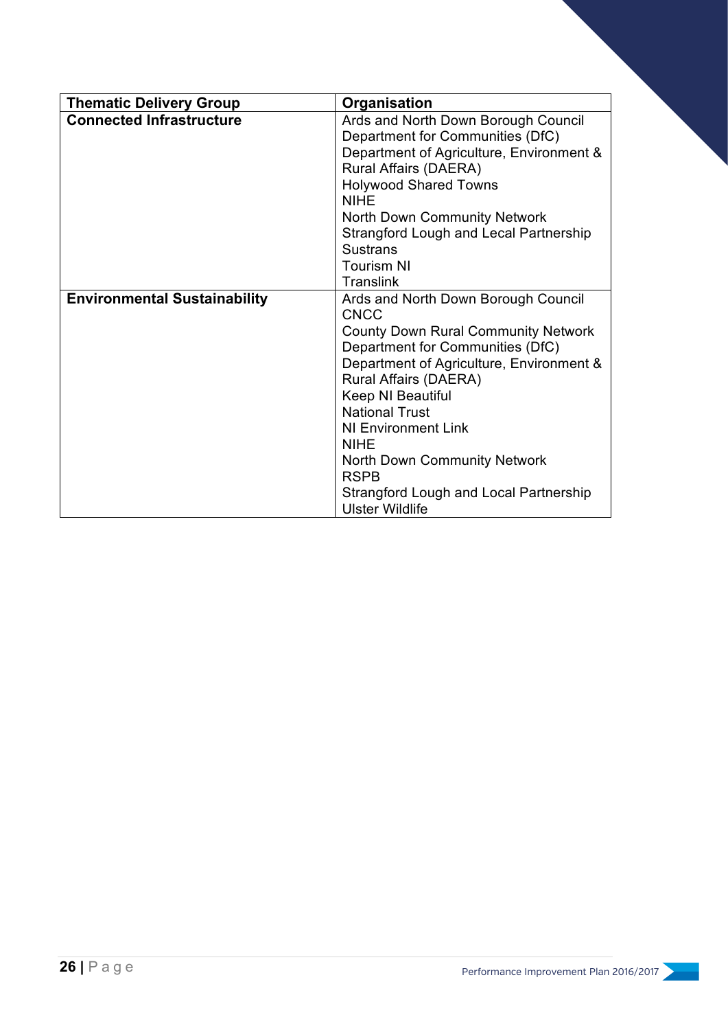| Thematic Delivery Group | Organisation |
|---|---|
| **Connected Infrastructure** | Ards and North Down Borough Council<br>Department for Communities (DfC)<br>Department of Agriculture, Environment & Rural Affairs (DAERA)<br>Holywood Shared Towns<br>NIHE<br>North Down Community Network<br>Strangford Lough and Lecal Partnership<br>Sustrans<br>Tourism NI<br>Translink |
| **Environmental Sustainability** | Ards and North Down Borough Council<br>CNCC<br>County Down Rural Community Network<br>Department for Communities (DfC)<br>Department of Agriculture, Environment & Rural Affairs (DAERA)<br>Keep NI Beautiful<br>National Trust<br>NI Environment Link<br>NIHE<br>North Down Community Network<br>RSPB<br>Strangford Lough and Local Partnership<br>Ulster Wildlife |